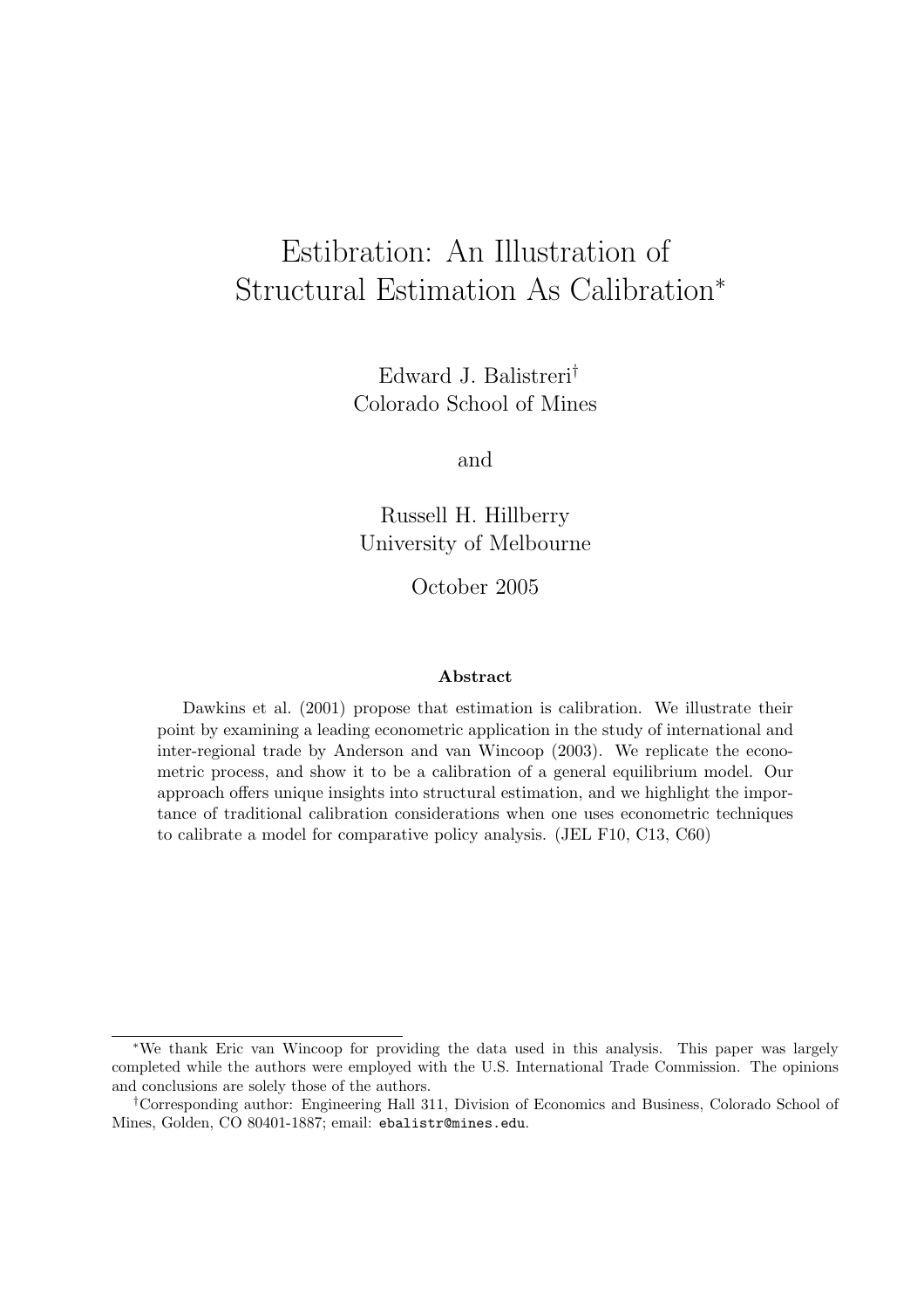# Estibration: An Illustration of Structural Estimation As Calibration*

Edward J. Balistreri†
Colorado School of Mines

and

Russell H. Hillberry
University of Melbourne

October 2005

**Abstract**

Dawkins et al. (2001) propose that estimation is calibration. We illustrate their point by examining a leading econometric application in the study of international and inter-regional trade by Anderson and van Wincoop (2003). We replicate the econometric process, and show it to be a calibration of a general equilibrium model. Our approach offers unique insights into structural estimation, and we highlight the importance of traditional calibration considerations when one uses econometric techniques to calibrate a model for comparative policy analysis. (JEL F10, C13, C60)

---

*We thank Eric van Wincoop for providing the data used in this analysis. This paper was largely completed while the authors were employed with the U.S. International Trade Commission. The opinions and conclusions are solely those of the authors.

†Corresponding author: Engineering Hall 311, Division of Economics and Business, Colorado School of Mines, Golden, CO 80401-1887; email: ebalistr@mines.edu.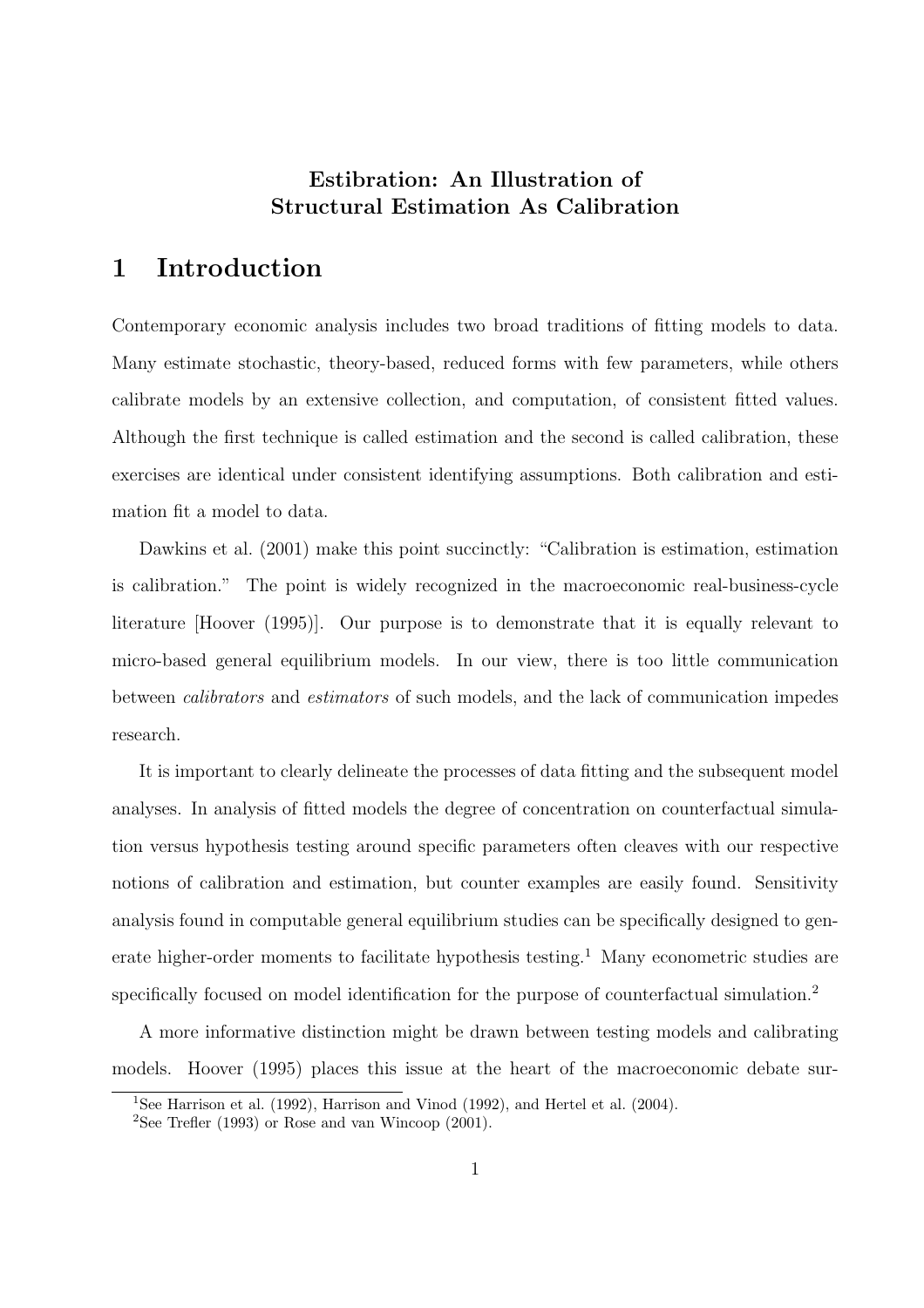**Estibration: An Illustration of**
**Structural Estimation As Calibration**

# 1 Introduction

Contemporary economic analysis includes two broad traditions of fitting models to data. Many estimate stochastic, theory-based, reduced forms with few parameters, while others calibrate models by an extensive collection, and computation, of consistent fitted values. Although the first technique is called estimation and the second is called calibration, these exercises are identical under consistent identifying assumptions. Both calibration and estimation fit a model to data.

Dawkins et al. (2001) make this point succinctly: "Calibration is estimation, estimation is calibration." The point is widely recognized in the macroeconomic real-business-cycle literature [Hoover (1995)]. Our purpose is to demonstrate that it is equally relevant to micro-based general equilibrium models. In our view, there is too little communication between *calibrators* and *estimators* of such models, and the lack of communication impedes research.

It is important to clearly delineate the processes of data fitting and the subsequent model analyses. In analysis of fitted models the degree of concentration on counterfactual simulation versus hypothesis testing around specific parameters often cleaves with our respective notions of calibration and estimation, but counter examples are easily found. Sensitivity analysis found in computable general equilibrium studies can be specifically designed to generate higher-order moments to facilitate hypothesis testing.[1] Many econometric studies are specifically focused on model identification for the purpose of counterfactual simulation.[2]

A more informative distinction might be drawn between testing models and calibrating models. Hoover (1995) places this issue at the heart of the macroeconomic debate sur-

[1] See Harrison et al. (1992), Harrison and Vinod (1992), and Hertel et al. (2004).

[2] See Trefler (1993) or Rose and van Wincoop (2001).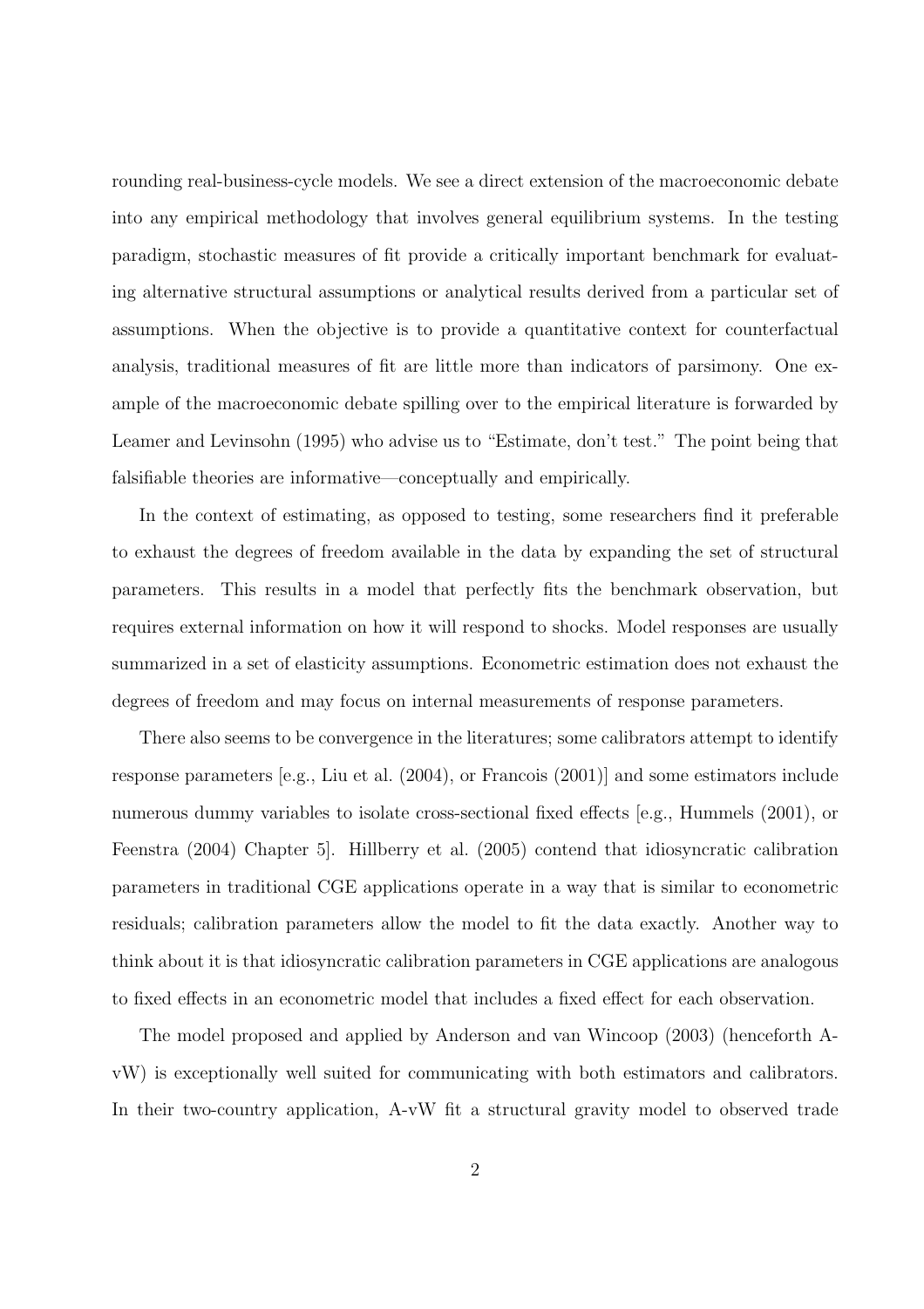rounding real-business-cycle models. We see a direct extension of the macroeconomic debate into any empirical methodology that involves general equilibrium systems. In the testing paradigm, stochastic measures of fit provide a critically important benchmark for evaluating alternative structural assumptions or analytical results derived from a particular set of assumptions. When the objective is to provide a quantitative context for counterfactual analysis, traditional measures of fit are little more than indicators of parsimony. One example of the macroeconomic debate spilling over to the empirical literature is forwarded by Leamer and Levinsohn (1995) who advise us to "Estimate, don't test." The point being that falsifiable theories are informative—conceptually and empirically.

In the context of estimating, as opposed to testing, some researchers find it preferable to exhaust the degrees of freedom available in the data by expanding the set of structural parameters. This results in a model that perfectly fits the benchmark observation, but requires external information on how it will respond to shocks. Model responses are usually summarized in a set of elasticity assumptions. Econometric estimation does not exhaust the degrees of freedom and may focus on internal measurements of response parameters.

There also seems to be convergence in the literatures; some calibrators attempt to identify response parameters [e.g., Liu et al. (2004), or Francois (2001)] and some estimators include numerous dummy variables to isolate cross-sectional fixed effects [e.g., Hummels (2001), or Feenstra (2004) Chapter 5]. Hillberry et al. (2005) contend that idiosyncratic calibration parameters in traditional CGE applications operate in a way that is similar to econometric residuals; calibration parameters allow the model to fit the data exactly. Another way to think about it is that idiosyncratic calibration parameters in CGE applications are analogous to fixed effects in an econometric model that includes a fixed effect for each observation.

The model proposed and applied by Anderson and van Wincoop (2003) (henceforth A-vW) is exceptionally well suited for communicating with both estimators and calibrators. In their two-country application, A-vW fit a structural gravity model to observed trade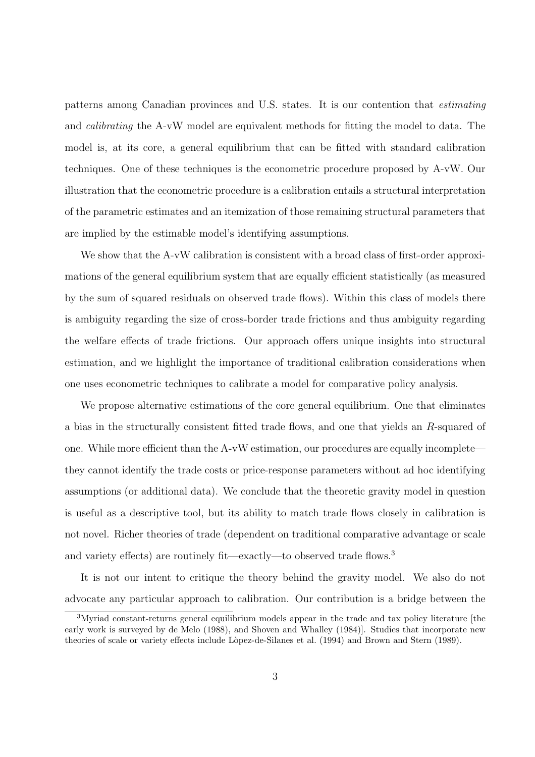patterns among Canadian provinces and U.S. states. It is our contention that *estimating* and *calibrating* the A-vW model are equivalent methods for fitting the model to data. The model is, at its core, a general equilibrium that can be fitted with standard calibration techniques. One of these techniques is the econometric procedure proposed by A-vW. Our illustration that the econometric procedure is a calibration entails a structural interpretation of the parametric estimates and an itemization of those remaining structural parameters that are implied by the estimable model's identifying assumptions.

We show that the A-vW calibration is consistent with a broad class of first-order approximations of the general equilibrium system that are equally efficient statistically (as measured by the sum of squared residuals on observed trade flows). Within this class of models there is ambiguity regarding the size of cross-border trade frictions and thus ambiguity regarding the welfare effects of trade frictions. Our approach offers unique insights into structural estimation, and we highlight the importance of traditional calibration considerations when one uses econometric techniques to calibrate a model for comparative policy analysis.

We propose alternative estimations of the core general equilibrium. One that eliminates a bias in the structurally consistent fitted trade flows, and one that yields an $R$-squared of one. While more efficient than the A-vW estimation, our procedures are equally incomplete—they cannot identify the trade costs or price-response parameters without ad hoc identifying assumptions (or additional data). We conclude that the theoretic gravity model in question is useful as a descriptive tool, but its ability to match trade flows closely in calibration is not novel. Richer theories of trade (dependent on traditional comparative advantage or scale and variety effects) are routinely fit—exactly—to observed trade flows.[3]

It is not our intent to critique the theory behind the gravity model. We also do not advocate any particular approach to calibration. Our contribution is a bridge between the

[3] Myriad constant-returns general equilibrium models appear in the trade and tax policy literature [the early work is surveyed by de Melo (1988), and Shoven and Whalley (1984)]. Studies that incorporate new theories of scale or variety effects include Lòpez-de-Silanes et al. (1994) and Brown and Stern (1989).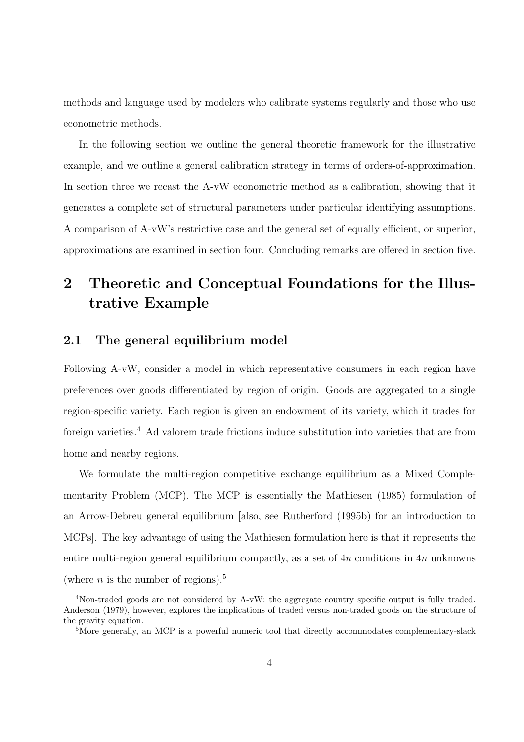methods and language used by modelers who calibrate systems regularly and those who use econometric methods.

In the following section we outline the general theoretic framework for the illustrative example, and we outline a general calibration strategy in terms of orders-of-approximation. In section three we recast the A-vW econometric method as a calibration, showing that it generates a complete set of structural parameters under particular identifying assumptions. A comparison of A-vW's restrictive case and the general set of equally efficient, or superior, approximations are examined in section four. Concluding remarks are offered in section five.

# 2 Theoretic and Conceptual Foundations for the Illustrative Example

## 2.1 The general equilibrium model

Following A-vW, consider a model in which representative consumers in each region have preferences over goods differentiated by region of origin. Goods are aggregated to a single region-specific variety. Each region is given an endowment of its variety, which it trades for foreign varieties.[4] Ad valorem trade frictions induce substitution into varieties that are from home and nearby regions.

We formulate the multi-region competitive exchange equilibrium as a Mixed Complementarity Problem (MCP). The MCP is essentially the Mathiesen (1985) formulation of an Arrow-Debreu general equilibrium [also, see Rutherford (1995b) for an introduction to MCPs]. The key advantage of using the Mathiesen formulation here is that it represents the entire multi-region general equilibrium compactly, as a set of $4n$ conditions in $4n$ unknowns (where $n$ is the number of regions).[5]

[4] Non-traded goods are not considered by A-vW: the aggregate country specific output is fully traded. Anderson (1979), however, explores the implications of traded versus non-traded goods on the structure of the gravity equation.

[5] More generally, an MCP is a powerful numeric tool that directly accommodates complementary-slack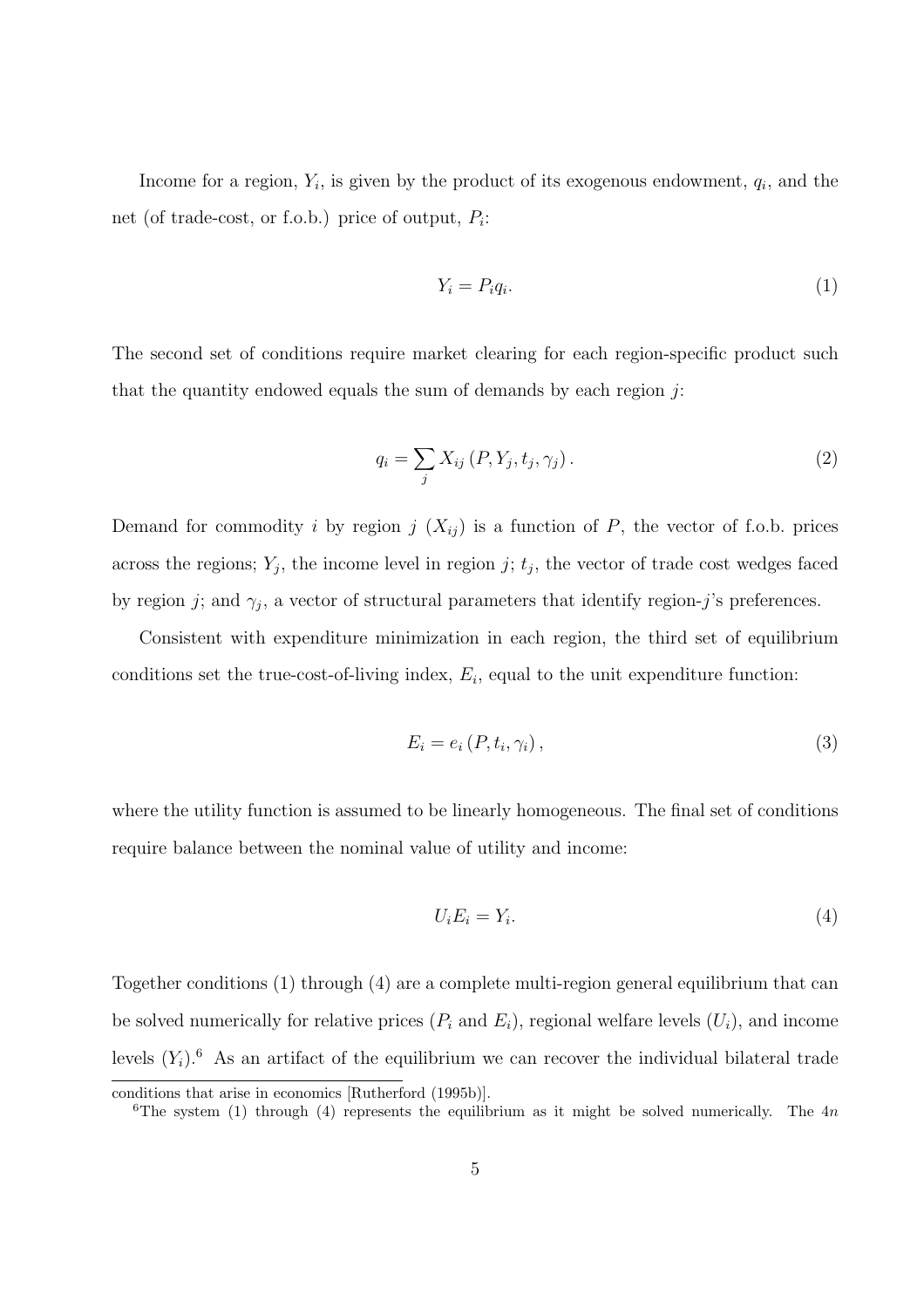Income for a region, $Y_i$, is given by the product of its exogenous endowment, $q_i$, and the net (of trade-cost, or f.o.b.) price of output, $P_i$:

$$Y_i = P_i q_i. \tag{1}$$

The second set of conditions require market clearing for each region-specific product such that the quantity endowed equals the sum of demands by each region $j$:

$$q_i = \sum_j X_{ij}\left(P, Y_j, t_j, \gamma_j\right). \tag{2}$$

Demand for commodity $i$ by region $j$ ($X_{ij}$) is a function of $P$, the vector of f.o.b. prices across the regions; $Y_j$, the income level in region $j$; $t_j$, the vector of trade cost wedges faced by region $j$; and $\gamma_j$, a vector of structural parameters that identify region-$j$'s preferences.

Consistent with expenditure minimization in each region, the third set of equilibrium conditions set the true-cost-of-living index, $E_i$, equal to the unit expenditure function:

$$E_i = e_i\left(P, t_i, \gamma_i\right), \tag{3}$$

where the utility function is assumed to be linearly homogeneous. The final set of conditions require balance between the nominal value of utility and income:

$$U_i E_i = Y_i. \tag{4}$$

Together conditions (1) through (4) are a complete multi-region general equilibrium that can be solved numerically for relative prices ($P_i$ and $E_i$), regional welfare levels ($U_i$), and income levels ($Y_i$).[6] As an artifact of the equilibrium we can recover the individual bilateral trade

conditions that arise in economics [Rutherford (1995b)].

[6]The system (1) through (4) represents the equilibrium as it might be solved numerically. The $4n$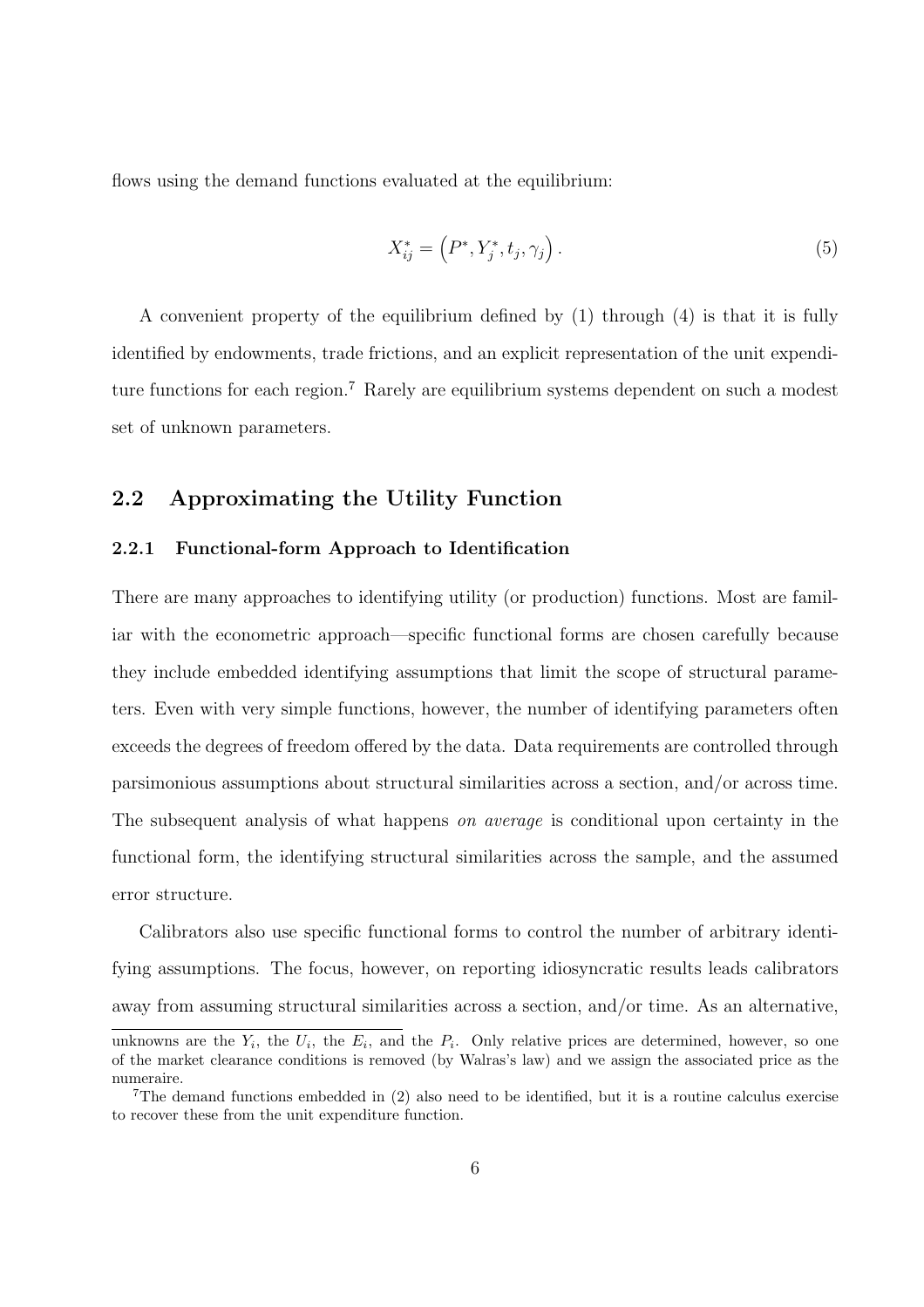flows using the demand functions evaluated at the equilibrium:

$$X_{ij}^{*} = \left(P^{*}, Y_j^{*}, t_j, \gamma_j\right). \tag{5}$$

A convenient property of the equilibrium defined by (1) through (4) is that it is fully identified by endowments, trade frictions, and an explicit representation of the unit expenditure functions for each region.[7] Rarely are equilibrium systems dependent on such a modest set of unknown parameters.

## 2.2 Approximating the Utility Function

### 2.2.1 Functional-form Approach to Identification

There are many approaches to identifying utility (or production) functions. Most are familiar with the econometric approach—specific functional forms are chosen carefully because they include embedded identifying assumptions that limit the scope of structural parameters. Even with very simple functions, however, the number of identifying parameters often exceeds the degrees of freedom offered by the data. Data requirements are controlled through parsimonious assumptions about structural similarities across a section, and/or across time. The subsequent analysis of what happens *on average* is conditional upon certainty in the functional form, the identifying structural similarities across the sample, and the assumed error structure.

Calibrators also use specific functional forms to control the number of arbitrary identifying assumptions. The focus, however, on reporting idiosyncratic results leads calibrators away from assuming structural similarities across a section, and/or time. As an alternative,

---

unknowns are the $Y_i$, the $U_i$, the $E_i$, and the $P_i$. Only relative prices are determined, however, so one of the market clearance conditions is removed (by Walras's law) and we assign the associated price as the numeraire.

[7] The demand functions embedded in (2) also need to be identified, but it is a routine calculus exercise to recover these from the unit expenditure function.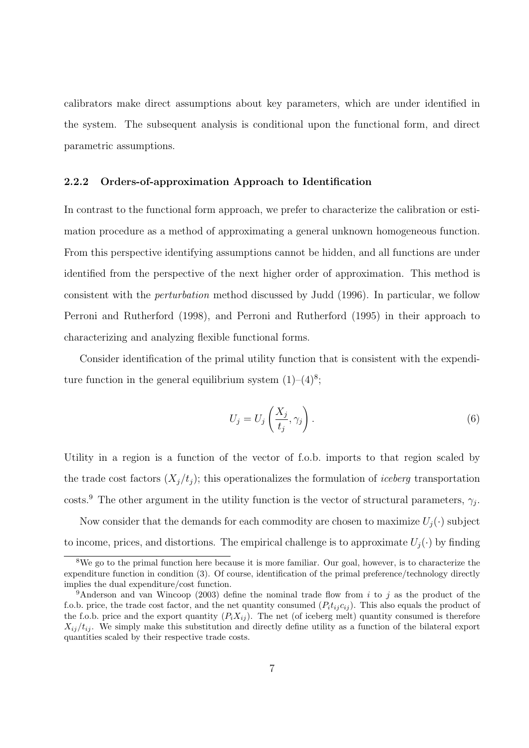calibrators make direct assumptions about key parameters, which are under identified in the system. The subsequent analysis is conditional upon the functional form, and direct parametric assumptions.

### 2.2.2 Orders-of-approximation Approach to Identification

In contrast to the functional form approach, we prefer to characterize the calibration or estimation procedure as a method of approximating a general unknown homogeneous function. From this perspective identifying assumptions cannot be hidden, and all functions are under identified from the perspective of the next higher order of approximation. This method is consistent with the *perturbation* method discussed by Judd (1996). In particular, we follow Perroni and Rutherford (1998), and Perroni and Rutherford (1995) in their approach to characterizing and analyzing flexible functional forms.

Consider identification of the primal utility function that is consistent with the expenditure function in the general equilibrium system (1)–(4)[8];

$$U_j = U_j\left(\frac{X_j}{t_j}, \gamma_j\right). \tag{6}$$

Utility in a region is a function of the vector of f.o.b. imports to that region scaled by the trade cost factors ($X_j/t_j$); this operationalizes the formulation of *iceberg* transportation costs.[9] The other argument in the utility function is the vector of structural parameters, $\gamma_j$.

Now consider that the demands for each commodity are chosen to maximize $U_j(\cdot)$ subject to income, prices, and distortions. The empirical challenge is to approximate $U_j(\cdot)$ by finding

[8]We go to the primal function here because it is more familiar. Our goal, however, is to characterize the expenditure function in condition (3). Of course, identification of the primal preference/technology directly implies the dual expenditure/cost function.

[9]Anderson and van Wincoop (2003) define the nominal trade flow from $i$ to $j$ as the product of the f.o.b. price, the trade cost factor, and the net quantity consumed ($P_i t_{ij} c_{ij}$). This also equals the product of the f.o.b. price and the export quantity ($P_i X_{ij}$). The net (of iceberg melt) quantity consumed is therefore $X_{ij}/t_{ij}$. We simply make this substitution and directly define utility as a function of the bilateral export quantities scaled by their respective trade costs.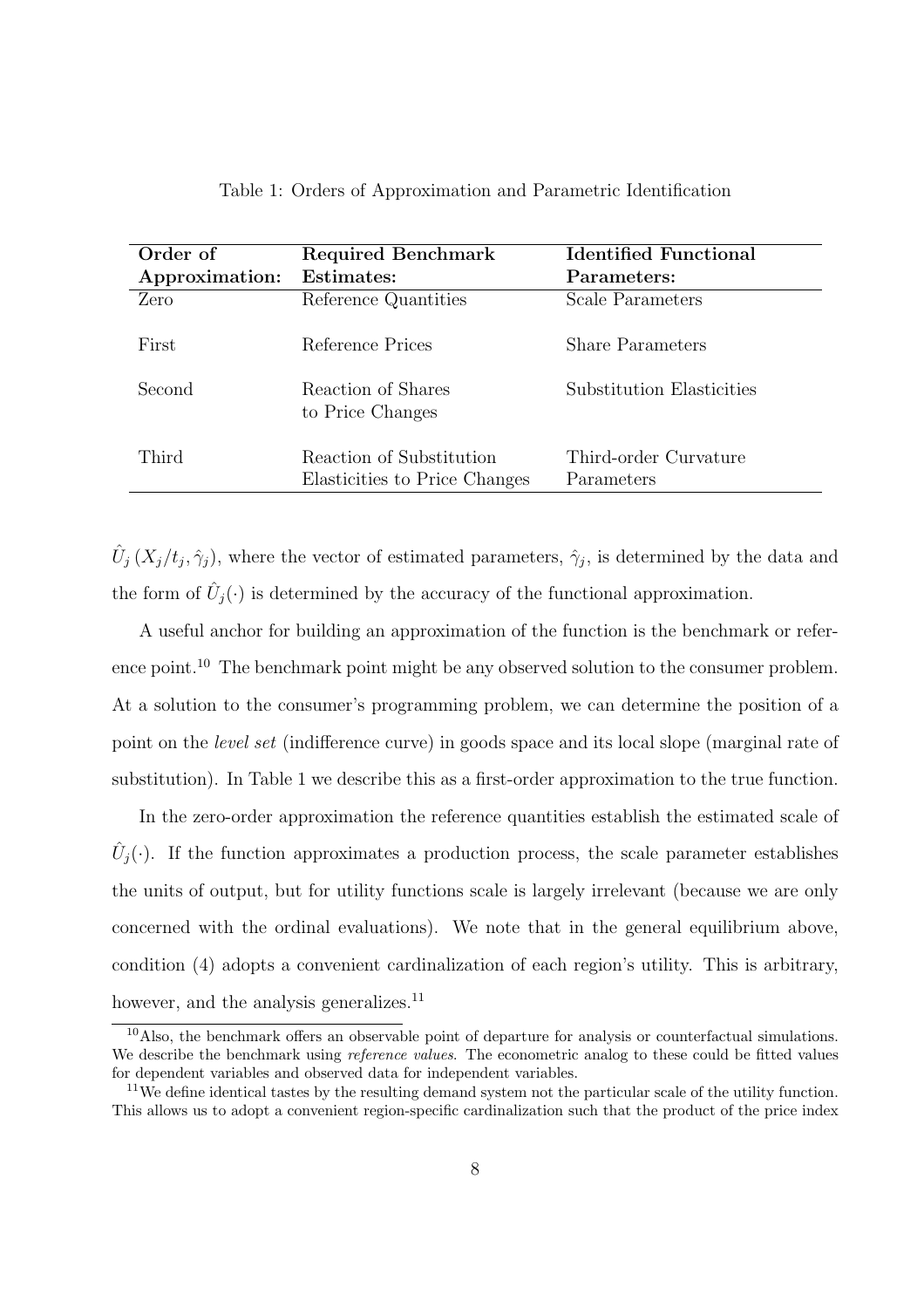Table 1: Orders of Approximation and Parametric Identification

| Order of Approximation: | Required Benchmark Estimates: | Identified Functional Parameters: |
|---|---|---|
| Zero | Reference Quantities | Scale Parameters |
| First | Reference Prices | Share Parameters |
| Second | Reaction of Shares to Price Changes | Substitution Elasticities |
| Third | Reaction of Substitution Elasticities to Price Changes | Third-order Curvature Parameters |

$\hat{U}_j\left(X_j/t_j, \hat{\gamma}_j\right)$, where the vector of estimated parameters, $\hat{\gamma}_j$, is determined by the data and the form of $\hat{U}_j(\cdot)$ is determined by the accuracy of the functional approximation.

A useful anchor for building an approximation of the function is the benchmark or reference point.[10] The benchmark point might be any observed solution to the consumer problem. At a solution to the consumer's programming problem, we can determine the position of a point on the *level set* (indifference curve) in goods space and its local slope (marginal rate of substitution). In Table 1 we describe this as a first-order approximation to the true function.

In the zero-order approximation the reference quantities establish the estimated scale of $\hat{U}_j(\cdot)$. If the function approximates a production process, the scale parameter establishes the units of output, but for utility functions scale is largely irrelevant (because we are only concerned with the ordinal evaluations). We note that in the general equilibrium above, condition (4) adopts a convenient cardinalization of each region's utility. This is arbitrary, however, and the analysis generalizes.[11]

[10] Also, the benchmark offers an observable point of departure for analysis or counterfactual simulations. We describe the benchmark using *reference values*. The econometric analog to these could be fitted values for dependent variables and observed data for independent variables.

[11] We define identical tastes by the resulting demand system not the particular scale of the utility function. This allows us to adopt a convenient region-specific cardinalization such that the product of the price index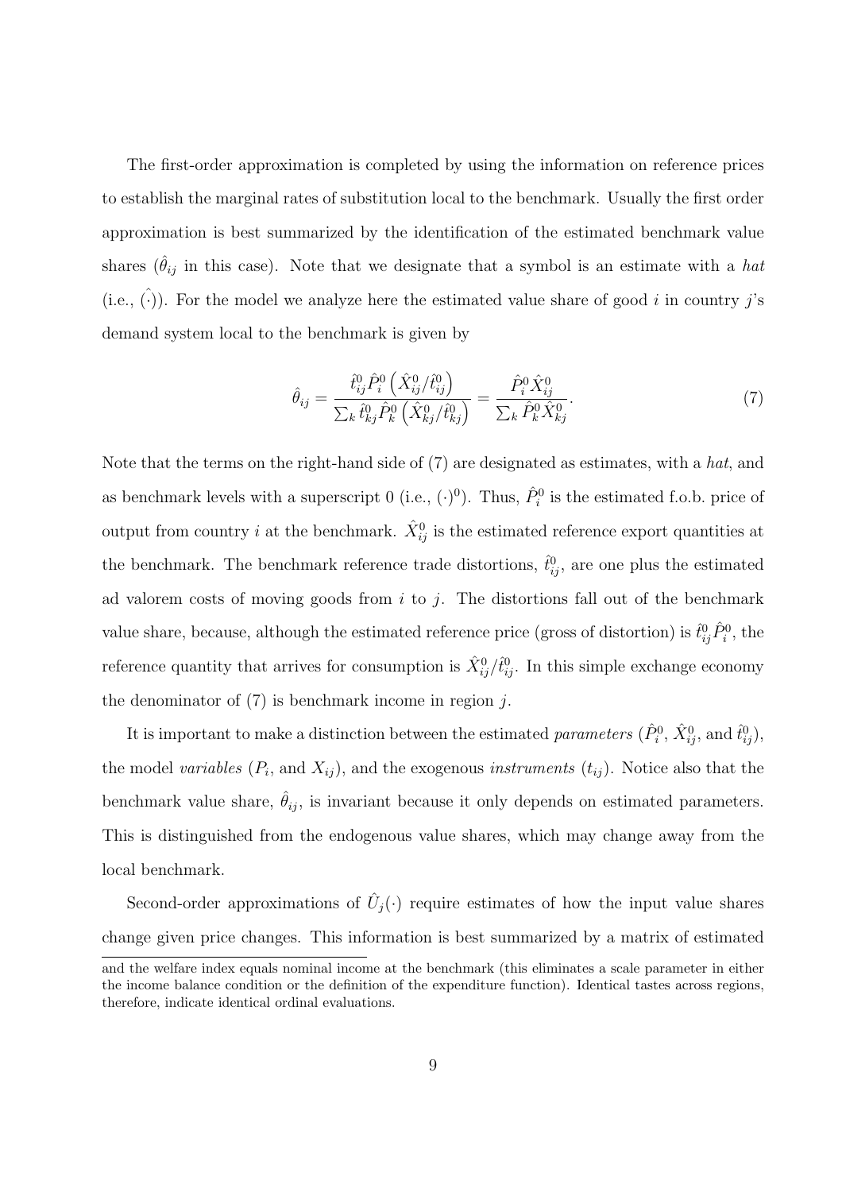The first-order approximation is completed by using the information on reference prices to establish the marginal rates of substitution local to the benchmark. Usually the first order approximation is best summarized by the identification of the estimated benchmark value shares ($\hat{\theta}_{ij}$ in this case). Note that we designate that a symbol is an estimate with a *hat* (i.e., $\hat{(\cdot)}$). For the model we analyze here the estimated value share of good $i$ in country $j$'s demand system local to the benchmark is given by

$$\hat{\theta}_{ij} = \frac{\hat{t}^0_{ij}\hat{P}^0_i\left(\hat{X}^0_{ij}/\hat{t}^0_{ij}\right)}{\sum_k \hat{t}^0_{kj}\hat{P}^0_k\left(\hat{X}^0_{kj}/\hat{t}^0_{kj}\right)} = \frac{\hat{P}^0_i\hat{X}^0_{ij}}{\sum_k \hat{P}^0_k\hat{X}^0_{kj}}. \tag{7}$$

Note that the terms on the right-hand side of (7) are designated as estimates, with a *hat*, and as benchmark levels with a superscript 0 (i.e., $(\cdot)^0$). Thus, $\hat{P}^0_i$ is the estimated f.o.b. price of output from country $i$ at the benchmark. $\hat{X}^0_{ij}$ is the estimated reference export quantities at the benchmark. The benchmark reference trade distortions, $\hat{t}^0_{ij}$, are one plus the estimated ad valorem costs of moving goods from $i$ to $j$. The distortions fall out of the benchmark value share, because, although the estimated reference price (gross of distortion) is $\hat{t}^0_{ij}\hat{P}^0_i$, the reference quantity that arrives for consumption is $\hat{X}^0_{ij}/\hat{t}^0_{ij}$. In this simple exchange economy the denominator of (7) is benchmark income in region $j$.

It is important to make a distinction between the estimated *parameters* ($\hat{P}^0_i$, $\hat{X}^0_{ij}$, and $\hat{t}^0_{ij}$), the model *variables* ($P_i$, and $X_{ij}$), and the exogenous *instruments* ($t_{ij}$). Notice also that the benchmark value share, $\hat{\theta}_{ij}$, is invariant because it only depends on estimated parameters. This is distinguished from the endogenous value shares, which may change away from the local benchmark.

Second-order approximations of $\hat{U}_j(\cdot)$ require estimates of how the input value shares change given price changes. This information is best summarized by a matrix of estimated

and the welfare index equals nominal income at the benchmark (this eliminates a scale parameter in either the income balance condition or the definition of the expenditure function). Identical tastes across regions, therefore, indicate identical ordinal evaluations.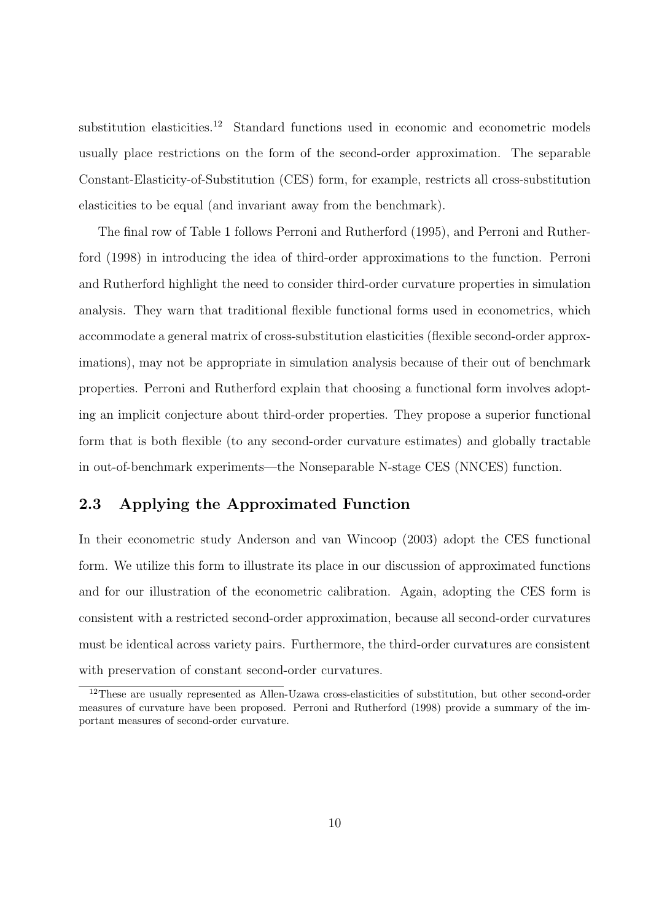substitution elasticities.[12] Standard functions used in economic and econometric models usually place restrictions on the form of the second-order approximation. The separable Constant-Elasticity-of-Substitution (CES) form, for example, restricts all cross-substitution elasticities to be equal (and invariant away from the benchmark).

The final row of Table 1 follows Perroni and Rutherford (1995), and Perroni and Rutherford (1998) in introducing the idea of third-order approximations to the function. Perroni and Rutherford highlight the need to consider third-order curvature properties in simulation analysis. They warn that traditional flexible functional forms used in econometrics, which accommodate a general matrix of cross-substitution elasticities (flexible second-order approximations), may not be appropriate in simulation analysis because of their out of benchmark properties. Perroni and Rutherford explain that choosing a functional form involves adopting an implicit conjecture about third-order properties. They propose a superior functional form that is both flexible (to any second-order curvature estimates) and globally tractable in out-of-benchmark experiments—the Nonseparable N-stage CES (NNCES) function.

## 2.3 Applying the Approximated Function

In their econometric study Anderson and van Wincoop (2003) adopt the CES functional form. We utilize this form to illustrate its place in our discussion of approximated functions and for our illustration of the econometric calibration. Again, adopting the CES form is consistent with a restricted second-order approximation, because all second-order curvatures must be identical across variety pairs. Furthermore, the third-order curvatures are consistent with preservation of constant second-order curvatures.

[12] These are usually represented as Allen-Uzawa cross-elasticities of substitution, but other second-order measures of curvature have been proposed. Perroni and Rutherford (1998) provide a summary of the important measures of second-order curvature.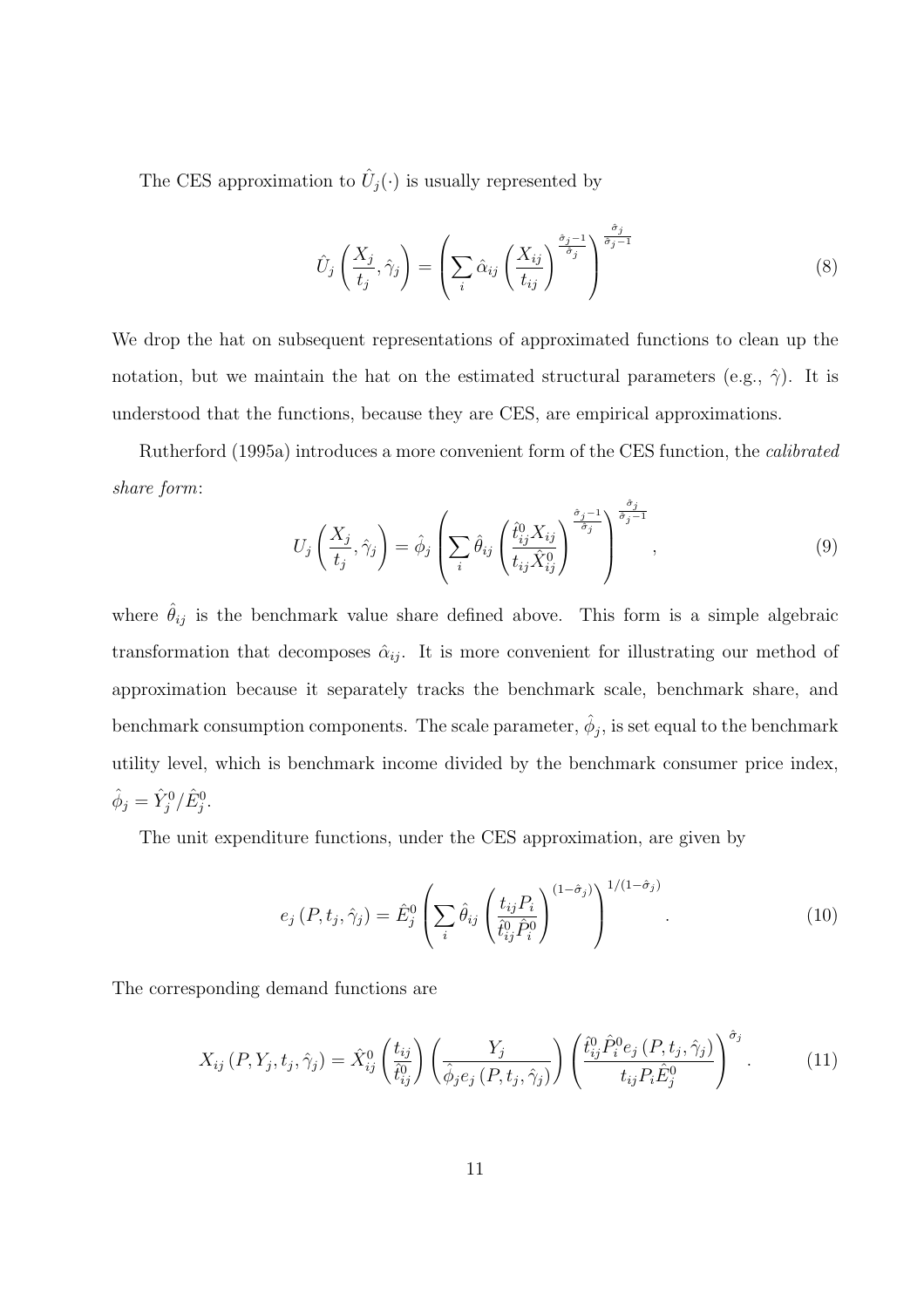The CES approximation to $\hat{U}_j(\cdot)$ is usually represented by

$$\hat{U}_j\left(\frac{X_j}{t_j}, \hat{\gamma}_j\right) = \left(\sum_i \hat{\alpha}_{ij}\left(\frac{X_{ij}}{t_{ij}}\right)^{\frac{\hat{\sigma}_j - 1}{\hat{\sigma}_j}}\right)^{\frac{\hat{\sigma}_j}{\hat{\sigma}_j - 1}} \tag{8}$$

We drop the hat on subsequent representations of approximated functions to clean up the notation, but we maintain the hat on the estimated structural parameters (e.g., $\hat{\gamma}$). It is understood that the functions, because they are CES, are empirical approximations.

Rutherford (1995a) introduces a more convenient form of the CES function, the *calibrated share form*:

$$U_j\left(\frac{X_j}{t_j}, \hat{\gamma}_j\right) = \hat{\phi}_j\left(\sum_i \hat{\theta}_{ij}\left(\frac{\hat{t}^0_{ij} X_{ij}}{t_{ij}\hat{X}^0_{ij}}\right)^{\frac{\hat{\sigma}_j - 1}{\hat{\sigma}_j}}\right)^{\frac{\hat{\sigma}_j}{\hat{\sigma}_j - 1}}, \tag{9}$$

where $\hat{\theta}_{ij}$ is the benchmark value share defined above. This form is a simple algebraic transformation that decomposes $\hat{\alpha}_{ij}$. It is more convenient for illustrating our method of approximation because it separately tracks the benchmark scale, benchmark share, and benchmark consumption components. The scale parameter, $\hat{\phi}_j$, is set equal to the benchmark utility level, which is benchmark income divided by the benchmark consumer price index, $\hat{\phi}_j = \hat{Y}^0_j / \hat{E}^0_j$.

The unit expenditure functions, under the CES approximation, are given by

$$e_j\left(P, t_j, \hat{\gamma}_j\right) = \hat{E}^0_j\left(\sum_i \hat{\theta}_{ij}\left(\frac{t_{ij} P_i}{\hat{t}^0_{ij}\hat{P}^0_i}\right)^{(1-\hat{\sigma}_j)}\right)^{1/(1-\hat{\sigma}_j)}. \tag{10}$$

The corresponding demand functions are

$$X_{ij}\left(P, Y_j, t_j, \hat{\gamma}_j\right) = \hat{X}^0_{ij}\left(\frac{t_{ij}}{\hat{t}^0_{ij}}\right)\left(\frac{Y_j}{\hat{\phi}_j e_j\left(P, t_j, \hat{\gamma}_j\right)}\right)\left(\frac{\hat{t}^0_{ij}\hat{P}^0_i e_j\left(P, t_j, \hat{\gamma}_j\right)}{t_{ij} P_i \hat{E}^0_j}\right)^{\hat{\sigma}_j}. \tag{11}$$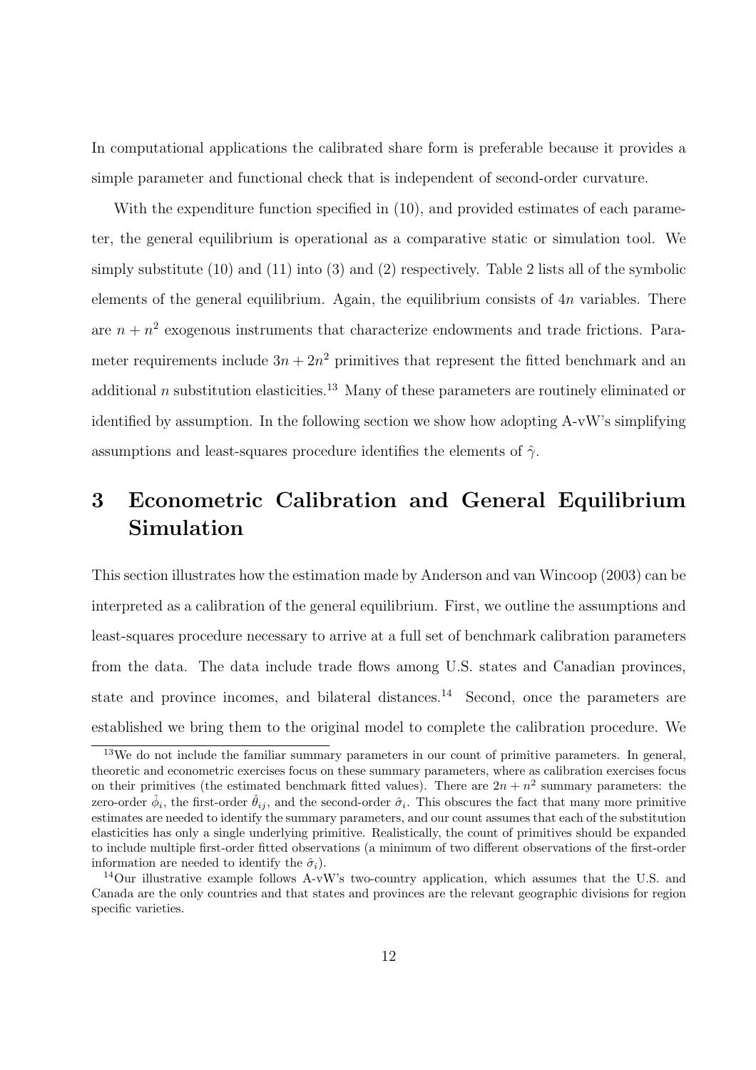In computational applications the calibrated share form is preferable because it provides a simple parameter and functional check that is independent of second-order curvature.

With the expenditure function specified in (10), and provided estimates of each parameter, the general equilibrium is operational as a comparative static or simulation tool. We simply substitute (10) and (11) into (3) and (2) respectively. Table 2 lists all of the symbolic elements of the general equilibrium. Again, the equilibrium consists of $4n$ variables. There are $n + n^2$ exogenous instruments that characterize endowments and trade frictions. Parameter requirements include $3n + 2n^2$ primitives that represent the fitted benchmark and an additional $n$ substitution elasticities.[13] Many of these parameters are routinely eliminated or identified by assumption. In the following section we show how adopting A-vW's simplifying assumptions and least-squares procedure identifies the elements of $\hat{\gamma}$.

# 3 Econometric Calibration and General Equilibrium Simulation

This section illustrates how the estimation made by Anderson and van Wincoop (2003) can be interpreted as a calibration of the general equilibrium. First, we outline the assumptions and least-squares procedure necessary to arrive at a full set of benchmark calibration parameters from the data. The data include trade flows among U.S. states and Canadian provinces, state and province incomes, and bilateral distances.[14] Second, once the parameters are established we bring them to the original model to complete the calibration procedure. We

[13] We do not include the familiar summary parameters in our count of primitive parameters. In general, theoretic and econometric exercises focus on these summary parameters, where as calibration exercises focus on their primitives (the estimated benchmark fitted values). There are $2n + n^2$ summary parameters: the zero-order $\hat{\phi}_i$, the first-order $\hat{\theta}_{ij}$, and the second-order $\hat{\sigma}_i$. This obscures the fact that many more primitive estimates are needed to identify the summary parameters, and our count assumes that each of the substitution elasticities has only a single underlying primitive. Realistically, the count of primitives should be expanded to include multiple first-order fitted observations (a minimum of two different observations of the first-order information are needed to identify the $\hat{\sigma}_i$).

[14] Our illustrative example follows A-vW's two-country application, which assumes that the U.S. and Canada are the only countries and that states and provinces are the relevant geographic divisions for region specific varieties.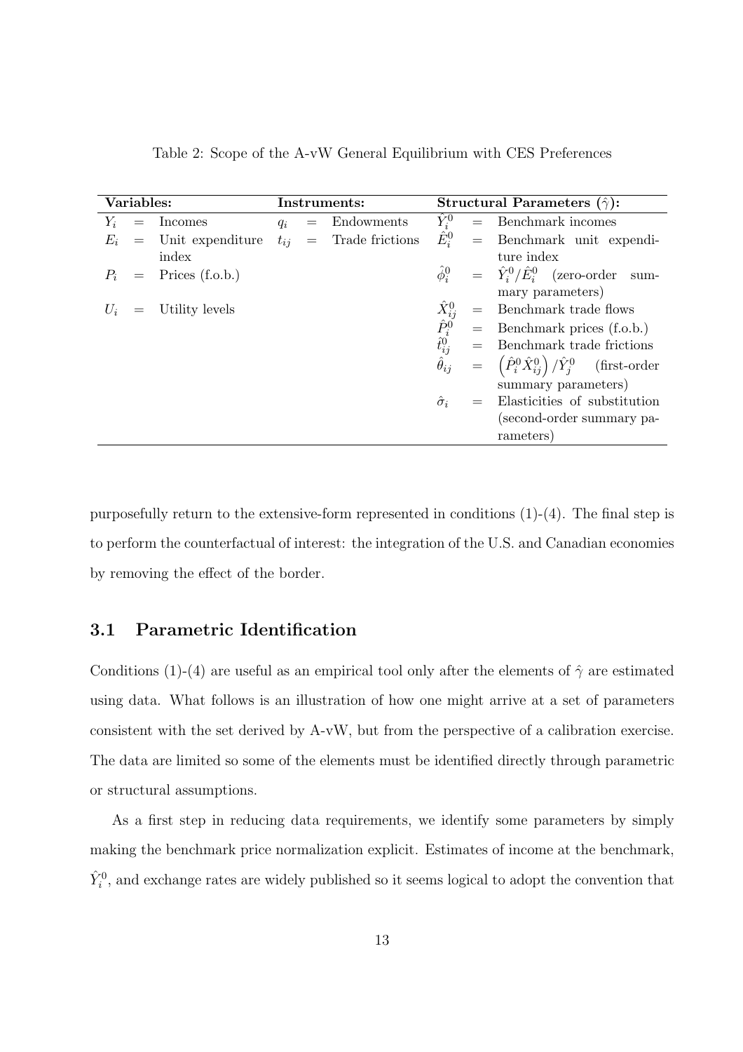Table 2: Scope of the A-vW General Equilibrium with CES Preferences

| **Variables:** | | | **Instruments:** | | | **Structural Parameters ($\hat{\gamma}$):** | | |
|---|---|---|---|---|---|---|---|---|
| $Y_i$ | = | Incomes | $q_i$ | = | Endowments | $\hat{Y}_i^0$ | = | Benchmark incomes |
| $E_i$ | = | Unit expenditure index | $t_{ij}$ | = | Trade frictions | $\hat{E}_i^0$ | = | Benchmark unit expenditure index |
| $P_i$ | = | Prices (f.o.b.) | | | | $\hat{\phi}_i^0$ | = | $\hat{Y}_i^0/\hat{E}_i^0$ (zero-order summary parameters) |
| $U_i$ | = | Utility levels | | | | $\hat{X}_{ij}^0$ | = | Benchmark trade flows |
| | | | | | | $\hat{P}_i^0$ | = | Benchmark prices (f.o.b.) |
| | | | | | | $\hat{t}_{ij}^0$ | = | Benchmark trade frictions |
| | | | | | | $\hat{\theta}_{ij}$ | = | $\left(\hat{P}_i^0 \hat{X}_{ij}^0\right)/\hat{Y}_j^0$ (first-order summary parameters) |
| | | | | | | $\hat{\sigma}_i$ | = | Elasticities of substitution (second-order summary parameters) |

purposefully return to the extensive-form represented in conditions (1)-(4). The final step is to perform the counterfactual of interest: the integration of the U.S. and Canadian economies by removing the effect of the border.

## 3.1 Parametric Identification

Conditions (1)-(4) are useful as an empirical tool only after the elements of $\hat{\gamma}$ are estimated using data. What follows is an illustration of how one might arrive at a set of parameters consistent with the set derived by A-vW, but from the perspective of a calibration exercise. The data are limited so some of the elements must be identified directly through parametric or structural assumptions.

As a first step in reducing data requirements, we identify some parameters by simply making the benchmark price normalization explicit. Estimates of income at the benchmark, $\hat{Y}_i^0$, and exchange rates are widely published so it seems logical to adopt the convention that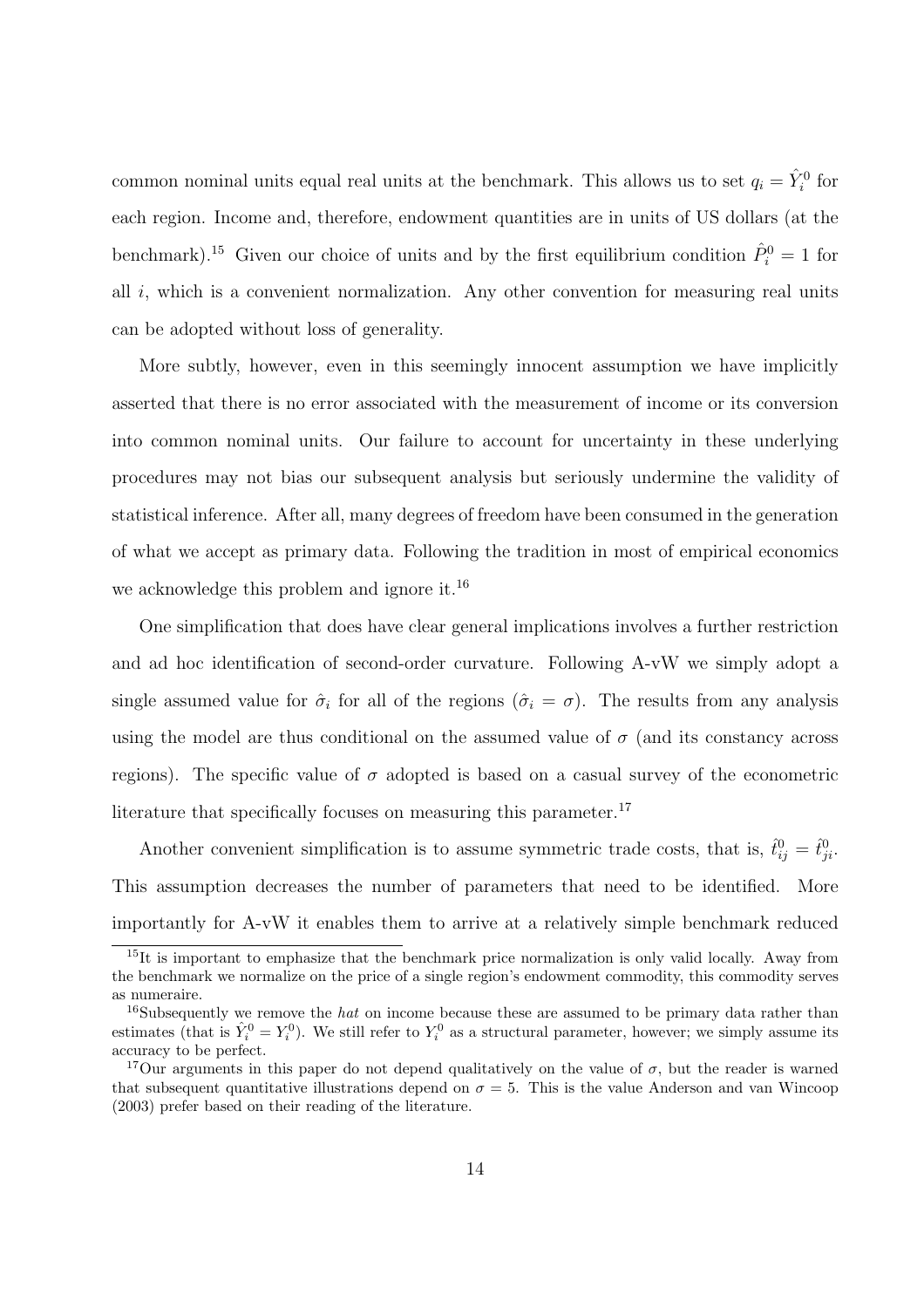common nominal units equal real units at the benchmark. This allows us to set $q_i = \hat{Y}_i^0$ for each region. Income and, therefore, endowment quantities are in units of US dollars (at the benchmark).[15] Given our choice of units and by the first equilibrium condition $\hat{P}_i^0 = 1$ for all $i$, which is a convenient normalization. Any other convention for measuring real units can be adopted without loss of generality.

More subtly, however, even in this seemingly innocent assumption we have implicitly asserted that there is no error associated with the measurement of income or its conversion into common nominal units. Our failure to account for uncertainty in these underlying procedures may not bias our subsequent analysis but seriously undermine the validity of statistical inference. After all, many degrees of freedom have been consumed in the generation of what we accept as primary data. Following the tradition in most of empirical economics we acknowledge this problem and ignore it.[16]

One simplification that does have clear general implications involves a further restriction and ad hoc identification of second-order curvature. Following A-vW we simply adopt a single assumed value for $\hat{\sigma}_i$ for all of the regions ($\hat{\sigma}_i = \sigma$). The results from any analysis using the model are thus conditional on the assumed value of $\sigma$ (and its constancy across regions). The specific value of $\sigma$ adopted is based on a casual survey of the econometric literature that specifically focuses on measuring this parameter.[17]

Another convenient simplification is to assume symmetric trade costs, that is, $\hat{t}_{ij}^0 = \hat{t}_{ji}^0$. This assumption decreases the number of parameters that need to be identified. More importantly for A-vW it enables them to arrive at a relatively simple benchmark reduced

[15] It is important to emphasize that the benchmark price normalization is only valid locally. Away from the benchmark we normalize on the price of a single region's endowment commodity, this commodity serves as numeraire.

[16] Subsequently we remove the *hat* on income because these are assumed to be primary data rather than estimates (that is $\hat{Y}_i^0 = Y_i^0$). We still refer to $Y_i^0$ as a structural parameter, however; we simply assume its accuracy to be perfect.

[17] Our arguments in this paper do not depend qualitatively on the value of $\sigma$, but the reader is warned that subsequent quantitative illustrations depend on $\sigma = 5$. This is the value Anderson and van Wincoop (2003) prefer based on their reading of the literature.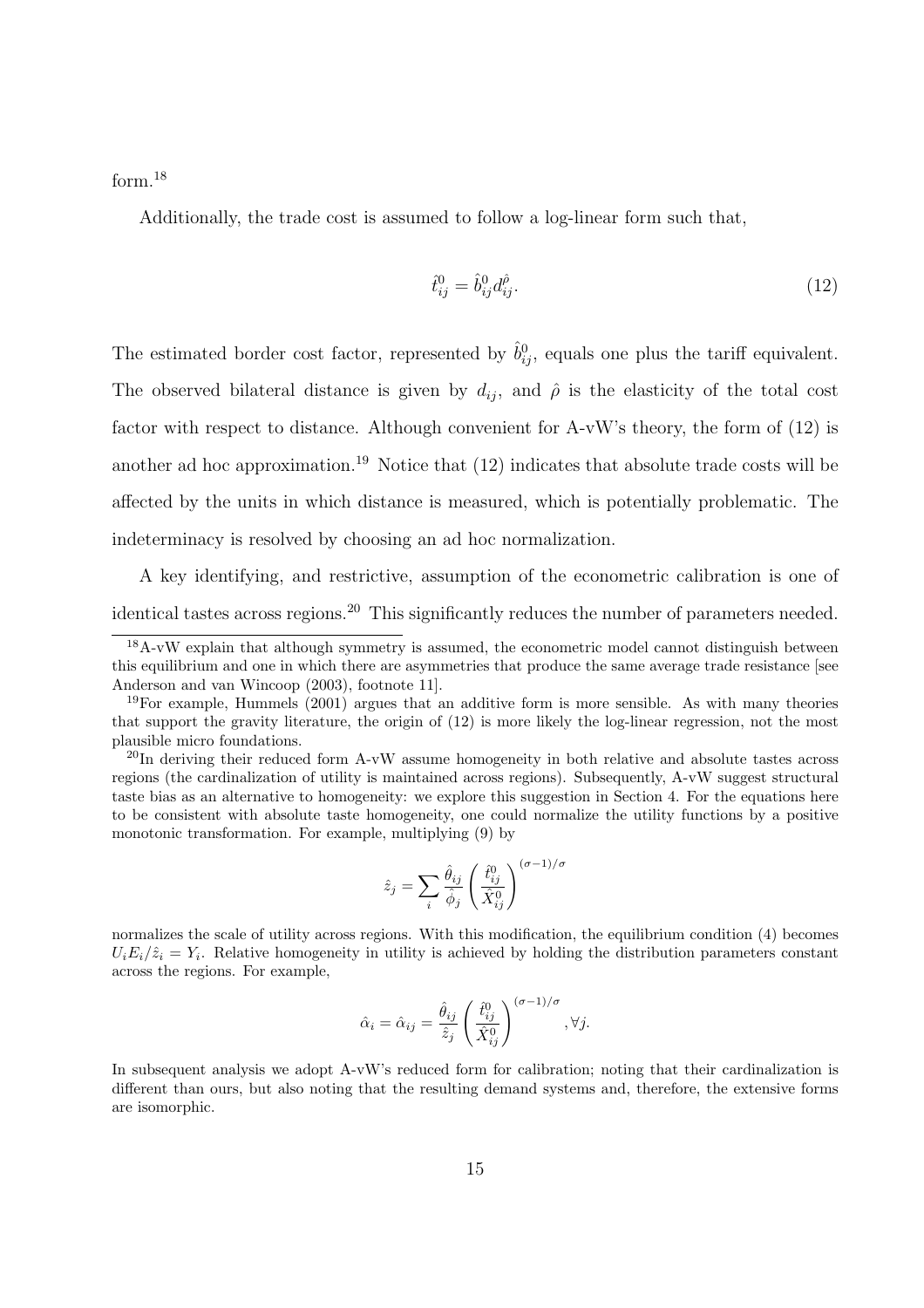form.[18]

Additionally, the trade cost is assumed to follow a log-linear form such that,

$$\hat{t}_{ij}^{0} = \hat{b}_{ij}^{0} d_{ij}^{\hat{\rho}}. \tag{12}$$

The estimated border cost factor, represented by $\hat{b}_{ij}^{0}$, equals one plus the tariff equivalent. The observed bilateral distance is given by $d_{ij}$, and $\hat{\rho}$ is the elasticity of the total cost factor with respect to distance. Although convenient for A-vW's theory, the form of (12) is another ad hoc approximation.[19] Notice that (12) indicates that absolute trade costs will be affected by the units in which distance is measured, which is potentially problematic. The indeterminacy is resolved by choosing an ad hoc normalization.

A key identifying, and restrictive, assumption of the econometric calibration is one of identical tastes across regions.[20] This significantly reduces the number of parameters needed.

---

[18] A-vW explain that although symmetry is assumed, the econometric model cannot distinguish between this equilibrium and one in which there are asymmetries that produce the same average trade resistance [see Anderson and van Wincoop (2003), footnote 11].

[19] For example, Hummels (2001) argues that an additive form is more sensible. As with many theories that support the gravity literature, the origin of (12) is more likely the log-linear regression, not the most plausible micro foundations.

[20] In deriving their reduced form A-vW assume homogeneity in both relative and absolute tastes across regions (the cardinalization of utility is maintained across regions). Subsequently, A-vW suggest structural taste bias as an alternative to homogeneity: we explore this suggestion in Section 4. For the equations here to be consistent with absolute taste homogeneity, one could normalize the utility functions by a positive monotonic transformation. For example, multiplying (9) by

$$\hat{z}_j = \sum_i \frac{\hat{\theta}_{ij}}{\hat{\phi}_j} \left( \frac{\hat{t}_{ij}^{0}}{\hat{X}_{ij}^{0}} \right)^{(\sigma-1)/\sigma}$$

normalizes the scale of utility across regions. With this modification, the equilibrium condition (4) becomes $U_i E_i / \hat{z}_i = Y_i$. Relative homogeneity in utility is achieved by holding the distribution parameters constant across the regions. For example,

$$\hat{\alpha}_i = \hat{\alpha}_{ij} = \frac{\hat{\theta}_{ij}}{\hat{z}_j} \left( \frac{\hat{t}_{ij}^{0}}{\hat{X}_{ij}^{0}} \right)^{(\sigma-1)/\sigma}, \forall j.$$

In subsequent analysis we adopt A-vW's reduced form for calibration; noting that their cardinalization is different than ours, but also noting that the resulting demand systems and, therefore, the extensive forms are isomorphic.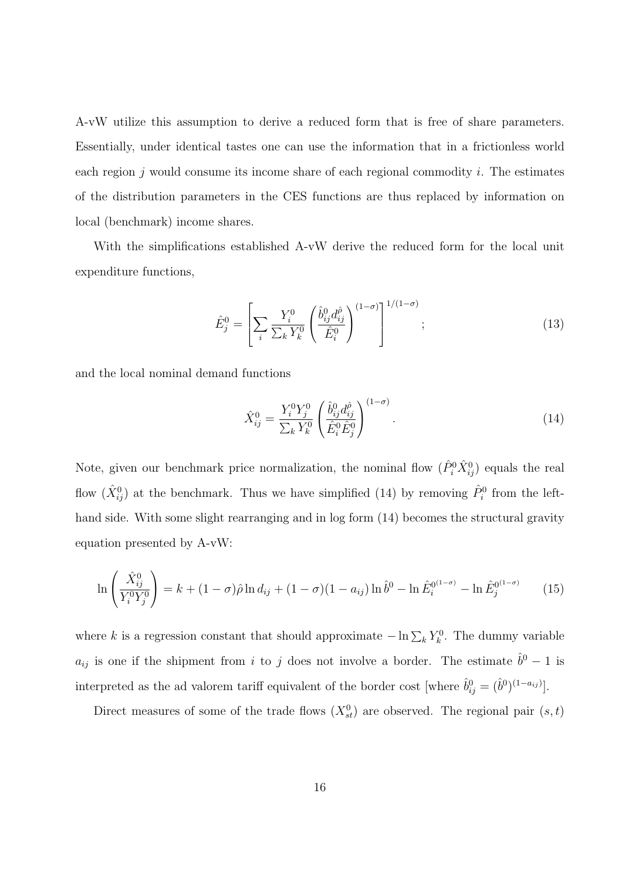A-vW utilize this assumption to derive a reduced form that is free of share parameters. Essentially, under identical tastes one can use the information that in a frictionless world each region $j$ would consume its income share of each regional commodity $i$. The estimates of the distribution parameters in the CES functions are thus replaced by information on local (benchmark) income shares.

With the simplifications established A-vW derive the reduced form for the local unit expenditure functions,

$$\hat{E}_j^0 = \left[ \sum_i \frac{Y_i^0}{\sum_k Y_k^0} \left( \frac{\hat{b}_{ij}^0 d_{ij}^{\hat{\rho}}}{\hat{E}_i^0} \right)^{(1-\sigma)} \right]^{1/(1-\sigma)}; \tag{13}$$

and the local nominal demand functions

$$\hat{X}_{ij}^0 = \frac{Y_i^0 Y_j^0}{\sum_k Y_k^0} \left( \frac{\hat{b}_{ij}^0 d_{ij}^{\hat{\rho}}}{\hat{E}_i^0 \hat{E}_j^0} \right)^{(1-\sigma)}. \tag{14}$$

Note, given our benchmark price normalization, the nominal flow ($\hat{P}_i^0 \hat{X}_{ij}^0$) equals the real flow ($\hat{X}_{ij}^0$) at the benchmark. Thus we have simplified (14) by removing $\hat{P}_i^0$ from the left-hand side. With some slight rearranging and in log form (14) becomes the structural gravity equation presented by A-vW:

$$\ln \left( \frac{\hat{X}_{ij}^0}{Y_i^0 Y_j^0} \right) = k + (1-\sigma)\hat{\rho} \ln d_{ij} + (1-\sigma)(1-a_{ij}) \ln \hat{b}^0 - \ln \hat{E}_i^{0^{(1-\sigma)}} - \ln \hat{E}_j^{0^{(1-\sigma)}} \tag{15}$$

where $k$ is a regression constant that should approximate $-\ln \sum_k Y_k^0$. The dummy variable $a_{ij}$ is one if the shipment from $i$ to $j$ does not involve a border. The estimate $\hat{b}^0 - 1$ is interpreted as the ad valorem tariff equivalent of the border cost [where $\hat{b}_{ij}^0 = (\hat{b}^0)^{(1-a_{ij})}$].

Direct measures of some of the trade flows ($X_{st}^0$) are observed. The regional pair $(s,t)$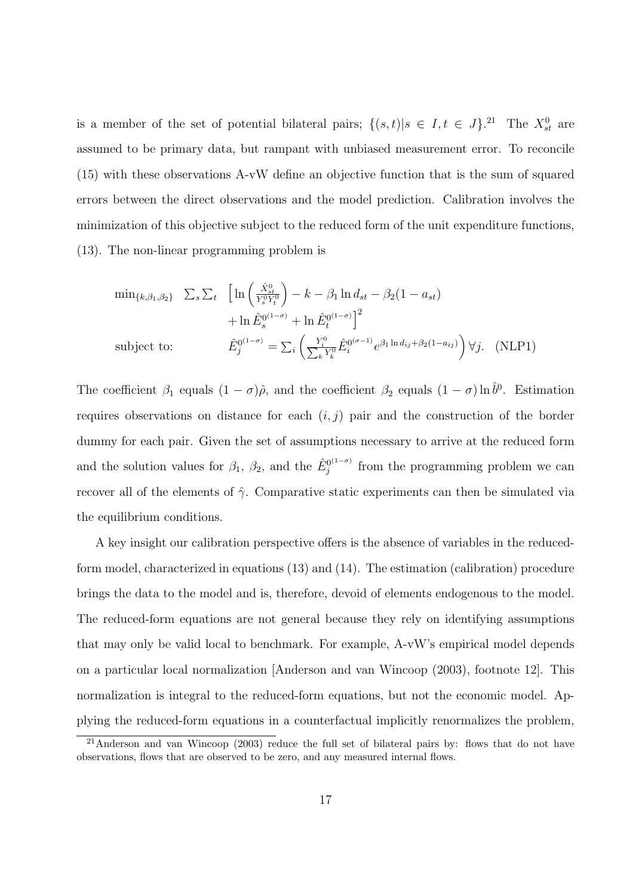is a member of the set of potential bilateral pairs; $\{(s,t)|s \in I, t \in J\}$.[21] The $X^0_{st}$ are assumed to be primary data, but rampant with unbiased measurement error. To reconcile (15) with these observations A-vW define an objective function that is the sum of squared errors between the direct observations and the model prediction. Calibration involves the minimization of this objective subject to the reduced form of the unit expenditure functions, (13). The non-linear programming problem is

$$
\begin{aligned}
\min_{\{k,\beta_1,\beta_2\}} \quad & \sum_s \sum_t \Big[ \ln\left(\frac{\hat{X}^0_{st}}{Y^0_s Y^0_t}\right) - k - \beta_1 \ln d_{st} - \beta_2 (1 - a_{st}) \\
& \quad + \ln \hat{E}_s^{0^{(1-\sigma)}} + \ln \hat{E}_t^{0^{(1-\sigma)}} \Big]^2 \\
\text{subject to:} \quad & \hat{E}_j^{0^{(1-\sigma)}} = \sum_i \left( \frac{Y^0_i}{\sum_k Y^0_k} \hat{E}_i^{0^{(\sigma-1)}} e^{\beta_1 \ln d_{ij} + \beta_2 (1-a_{ij})} \right) \forall j. \quad \text{(NLP1)}
\end{aligned}
$$

The coefficient $\beta_1$ equals $(1-\sigma)\hat{\rho}$, and the coefficient $\beta_2$ equals $(1-\sigma)\ln \hat{b}^0$. Estimation requires observations on distance for each $(i,j)$ pair and the construction of the border dummy for each pair. Given the set of assumptions necessary to arrive at the reduced form and the solution values for $\beta_1$, $\beta_2$, and the $\hat{E}_j^{0^{(1-\sigma)}}$ from the programming problem we can recover all of the elements of $\hat{\gamma}$. Comparative static experiments can then be simulated via the equilibrium conditions.

A key insight our calibration perspective offers is the absence of variables in the reduced-form model, characterized in equations (13) and (14). The estimation (calibration) procedure brings the data to the model and is, therefore, devoid of elements endogenous to the model. The reduced-form equations are not general because they rely on identifying assumptions that may only be valid local to benchmark. For example, A-vW's empirical model depends on a particular local normalization [Anderson and van Wincoop (2003), footnote 12]. This normalization is integral to the reduced-form equations, but not the economic model. Applying the reduced-form equations in a counterfactual implicitly renormalizes the problem,

[21] Anderson and van Wincoop (2003) reduce the full set of bilateral pairs by: flows that do not have observations, flows that are observed to be zero, and any measured internal flows.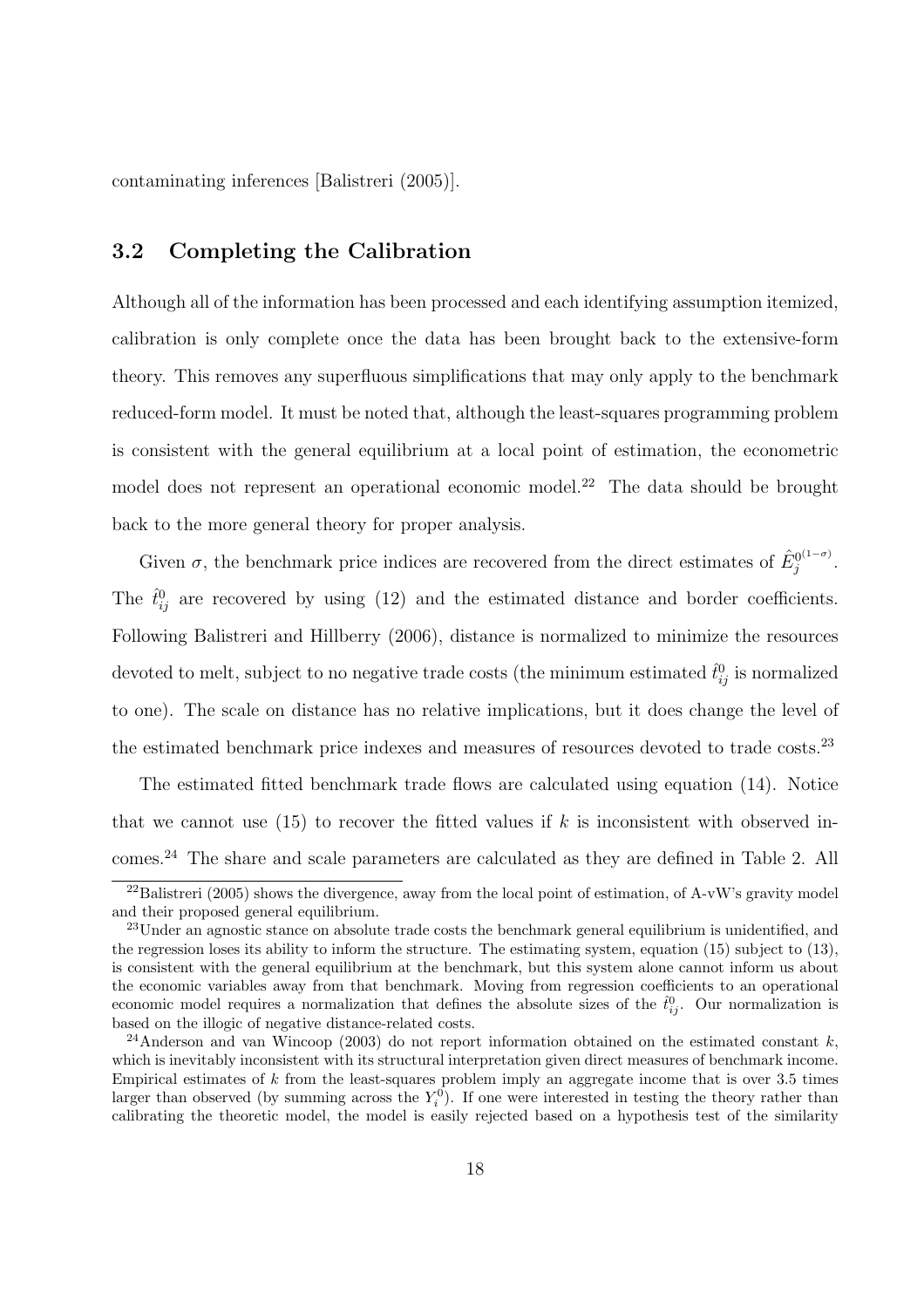contaminating inferences [Balistreri (2005)].

### 3.2 Completing the Calibration

Although all of the information has been processed and each identifying assumption itemized, calibration is only complete once the data has been brought back to the extensive-form theory. This removes any superfluous simplifications that may only apply to the benchmark reduced-form model. It must be noted that, although the least-squares programming problem is consistent with the general equilibrium at a local point of estimation, the econometric model does not represent an operational economic model.[22] The data should be brought back to the more general theory for proper analysis.

Given $\sigma$, the benchmark price indices are recovered from the direct estimates of $\hat{E}_j^{0^{(1-\sigma)}}$. The $\hat{t}_{ij}^0$ are recovered by using (12) and the estimated distance and border coefficients. Following Balistreri and Hillberry (2006), distance is normalized to minimize the resources devoted to melt, subject to no negative trade costs (the minimum estimated $\hat{t}_{ij}^0$ is normalized to one). The scale on distance has no relative implications, but it does change the level of the estimated benchmark price indexes and measures of resources devoted to trade costs.[23]

The estimated fitted benchmark trade flows are calculated using equation (14). Notice that we cannot use (15) to recover the fitted values if $k$ is inconsistent with observed incomes.[24] The share and scale parameters are calculated as they are defined in Table 2. All

---

[22] Balistreri (2005) shows the divergence, away from the local point of estimation, of A-vW's gravity model and their proposed general equilibrium.

[23] Under an agnostic stance on absolute trade costs the benchmark general equilibrium is unidentified, and the regression loses its ability to inform the structure. The estimating system, equation (15) subject to (13), is consistent with the general equilibrium at the benchmark, but this system alone cannot inform us about the economic variables away from that benchmark. Moving from regression coefficients to an operational economic model requires a normalization that defines the absolute sizes of the $\hat{t}_{ij}^0$. Our normalization is based on the illogic of negative distance-related costs.

[24] Anderson and van Wincoop (2003) do not report information obtained on the estimated constant $k$, which is inevitably inconsistent with its structural interpretation given direct measures of benchmark income. Empirical estimates of $k$ from the least-squares problem imply an aggregate income that is over 3.5 times larger than observed (by summing across the $Y_i^0$). If one were interested in testing the theory rather than calibrating the theoretic model, the model is easily rejected based on a hypothesis test of the similarity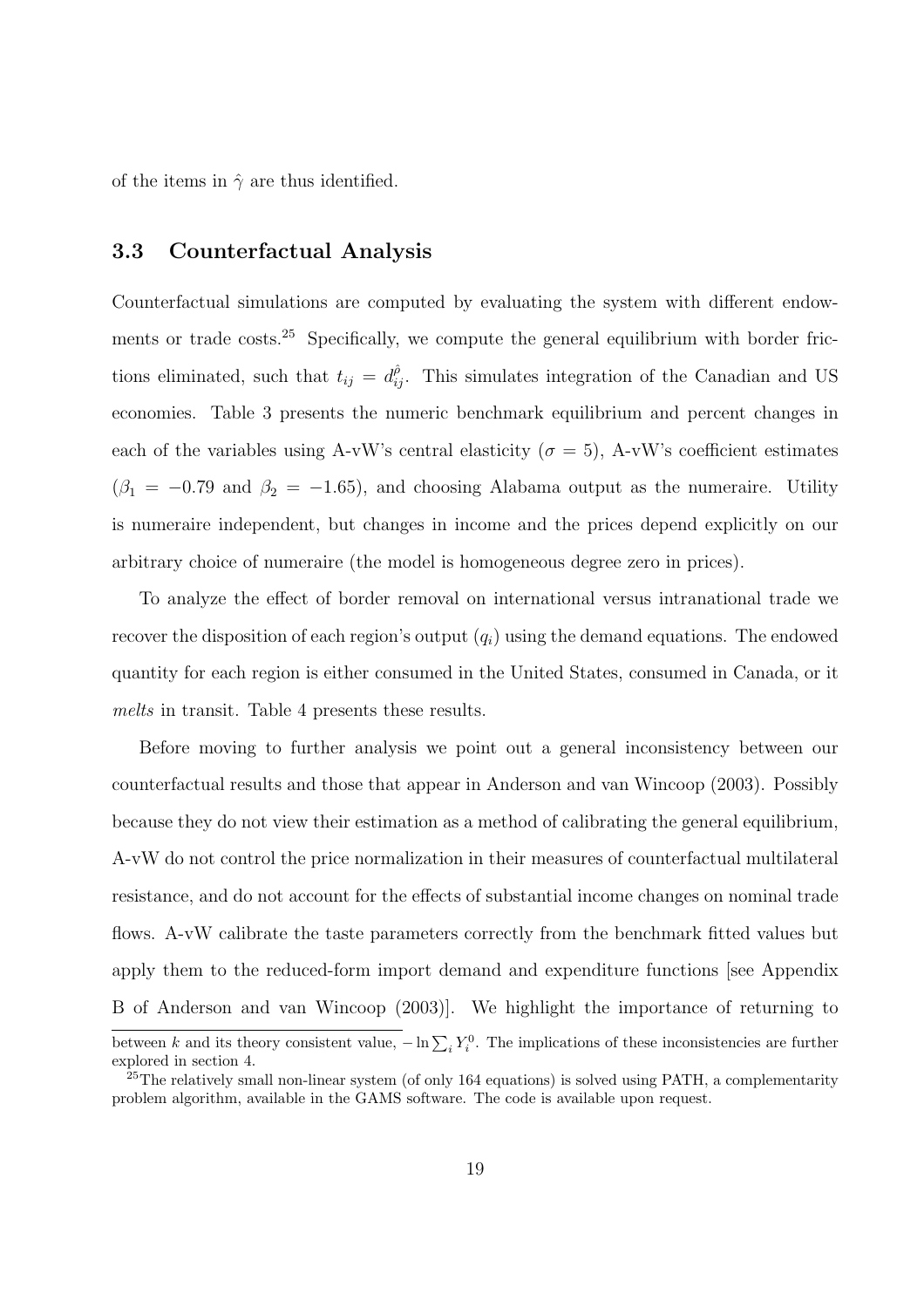of the items in $\hat{\gamma}$ are thus identified.

### 3.3 Counterfactual Analysis

Counterfactual simulations are computed by evaluating the system with different endowments or trade costs.[25] Specifically, we compute the general equilibrium with border frictions eliminated, such that $t_{ij} = d_{ij}^{\hat{\rho}}$. This simulates integration of the Canadian and US economies. Table 3 presents the numeric benchmark equilibrium and percent changes in each of the variables using A-vW's central elasticity ($\sigma = 5$), A-vW's coefficient estimates ($\beta_1 = -0.79$ and $\beta_2 = -1.65$), and choosing Alabama output as the numeraire. Utility is numeraire independent, but changes in income and the prices depend explicitly on our arbitrary choice of numeraire (the model is homogeneous degree zero in prices).

To analyze the effect of border removal on international versus intranational trade we recover the disposition of each region's output ($q_i$) using the demand equations. The endowed quantity for each region is either consumed in the United States, consumed in Canada, or it *melts* in transit. Table 4 presents these results.

Before moving to further analysis we point out a general inconsistency between our counterfactual results and those that appear in Anderson and van Wincoop (2003). Possibly because they do not view their estimation as a method of calibrating the general equilibrium, A-vW do not control the price normalization in their measures of counterfactual multilateral resistance, and do not account for the effects of substantial income changes on nominal trade flows. A-vW calibrate the taste parameters correctly from the benchmark fitted values but apply them to the reduced-form import demand and expenditure functions [see Appendix B of Anderson and van Wincoop (2003)]. We highlight the importance of returning to

between $k$ and its theory consistent value, $-\ln \sum_i Y_i^0$. The implications of these inconsistencies are further explored in section 4.

[25] The relatively small non-linear system (of only 164 equations) is solved using PATH, a complementarity problem algorithm, available in the GAMS software. The code is available upon request.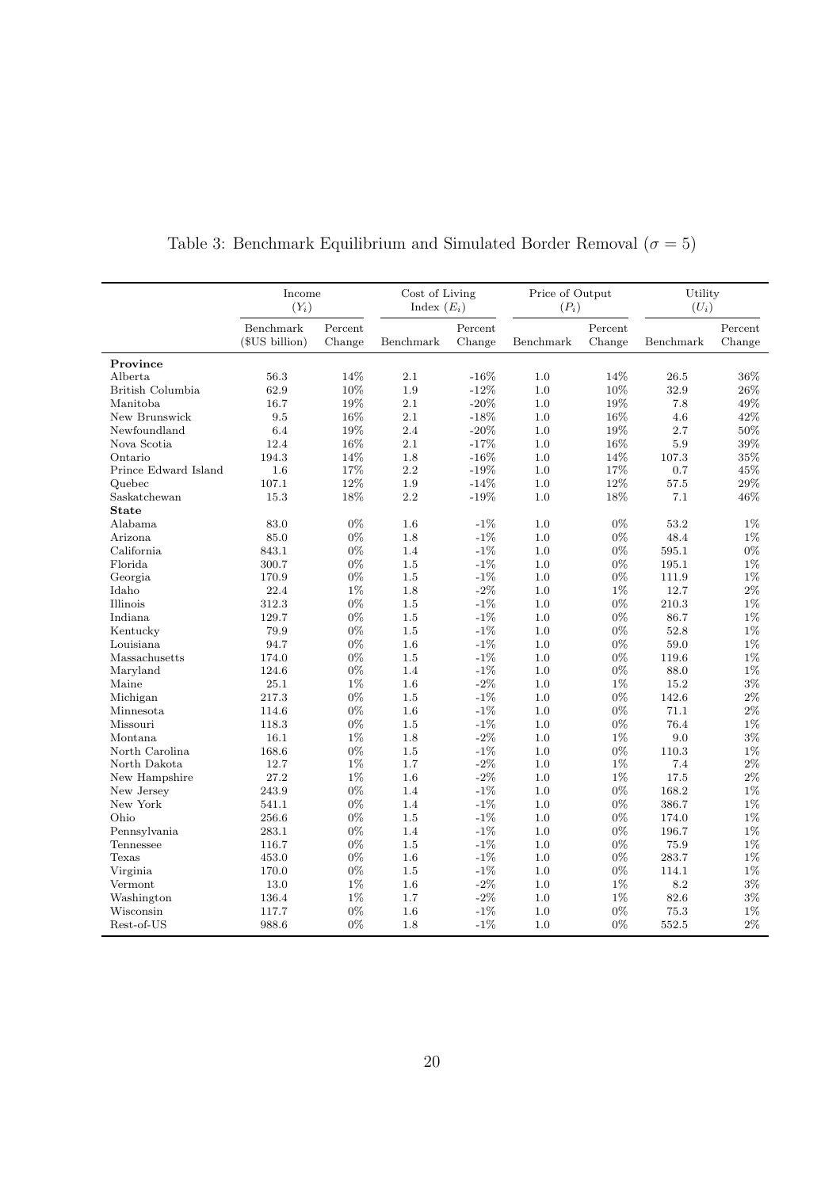Table 3: Benchmark Equilibrium and Simulated Border Removal ($\sigma = 5$)

| | Income ($Y_i$) | | Cost of Living Index ($E_i$) | | Price of Output ($P_i$) | | Utility ($U_i$) | |
|---|---|---|---|---|---|---|---|---|
| | Benchmark (\$US billion) | Percent Change | Benchmark | Percent Change | Benchmark | Percent Change | Benchmark | Percent Change |
| **Province** | | | | | | | | |
| Alberta | 56.3 | 14% | 2.1 | -16% | 1.0 | 14% | 26.5 | 36% |
| British Columbia | 62.9 | 10% | 1.9 | -12% | 1.0 | 10% | 32.9 | 26% |
| Manitoba | 16.7 | 19% | 2.1 | -20% | 1.0 | 19% | 7.8 | 49% |
| New Brunswick | 9.5 | 16% | 2.1 | -18% | 1.0 | 16% | 4.6 | 42% |
| Newfoundland | 6.4 | 19% | 2.4 | -20% | 1.0 | 19% | 2.7 | 50% |
| Nova Scotia | 12.4 | 16% | 2.1 | -17% | 1.0 | 16% | 5.9 | 39% |
| Ontario | 194.3 | 14% | 1.8 | -16% | 1.0 | 14% | 107.3 | 35% |
| Prince Edward Island | 1.6 | 17% | 2.2 | -19% | 1.0 | 17% | 0.7 | 45% |
| Quebec | 107.1 | 12% | 1.9 | -14% | 1.0 | 12% | 57.5 | 29% |
| Saskatchewan | 15.3 | 18% | 2.2 | -19% | 1.0 | 18% | 7.1 | 46% |
| **State** | | | | | | | | |
| Alabama | 83.0 | 0% | 1.6 | -1% | 1.0 | 0% | 53.2 | 1% |
| Arizona | 85.0 | 0% | 1.8 | -1% | 1.0 | 0% | 48.4 | 1% |
| California | 843.1 | 0% | 1.4 | -1% | 1.0 | 0% | 595.1 | 0% |
| Florida | 300.7 | 0% | 1.5 | -1% | 1.0 | 0% | 195.1 | 1% |
| Georgia | 170.9 | 0% | 1.5 | -1% | 1.0 | 0% | 111.9 | 1% |
| Idaho | 22.4 | 1% | 1.8 | -2% | 1.0 | 1% | 12.7 | 2% |
| Illinois | 312.3 | 0% | 1.5 | -1% | 1.0 | 0% | 210.3 | 1% |
| Indiana | 129.7 | 0% | 1.5 | -1% | 1.0 | 0% | 86.7 | 1% |
| Kentucky | 79.9 | 0% | 1.5 | -1% | 1.0 | 0% | 52.8 | 1% |
| Louisiana | 94.7 | 0% | 1.6 | -1% | 1.0 | 0% | 59.0 | 1% |
| Massachusetts | 174.0 | 0% | 1.5 | -1% | 1.0 | 0% | 119.6 | 1% |
| Maryland | 124.6 | 0% | 1.4 | -1% | 1.0 | 0% | 88.0 | 1% |
| Maine | 25.1 | 1% | 1.6 | -2% | 1.0 | 1% | 15.2 | 3% |
| Michigan | 217.3 | 0% | 1.5 | -1% | 1.0 | 0% | 142.6 | 2% |
| Minnesota | 114.6 | 0% | 1.6 | -1% | 1.0 | 0% | 71.1 | 2% |
| Missouri | 118.3 | 0% | 1.5 | -1% | 1.0 | 0% | 76.4 | 1% |
| Montana | 16.1 | 1% | 1.8 | -2% | 1.0 | 1% | 9.0 | 3% |
| North Carolina | 168.6 | 0% | 1.5 | -1% | 1.0 | 0% | 110.3 | 1% |
| North Dakota | 12.7 | 1% | 1.7 | -2% | 1.0 | 1% | 7.4 | 2% |
| New Hampshire | 27.2 | 1% | 1.6 | -2% | 1.0 | 1% | 17.5 | 2% |
| New Jersey | 243.9 | 0% | 1.4 | -1% | 1.0 | 0% | 168.2 | 1% |
| New York | 541.1 | 0% | 1.4 | -1% | 1.0 | 0% | 386.7 | 1% |
| Ohio | 256.6 | 0% | 1.5 | -1% | 1.0 | 0% | 174.0 | 1% |
| Pennsylvania | 283.1 | 0% | 1.4 | -1% | 1.0 | 0% | 196.7 | 1% |
| Tennessee | 116.7 | 0% | 1.5 | -1% | 1.0 | 0% | 75.9 | 1% |
| Texas | 453.0 | 0% | 1.6 | -1% | 1.0 | 0% | 283.7 | 1% |
| Virginia | 170.0 | 0% | 1.5 | -1% | 1.0 | 0% | 114.1 | 1% |
| Vermont | 13.0 | 1% | 1.6 | -2% | 1.0 | 1% | 8.2 | 3% |
| Washington | 136.4 | 1% | 1.7 | -2% | 1.0 | 1% | 82.6 | 3% |
| Wisconsin | 117.7 | 0% | 1.6 | -1% | 1.0 | 0% | 75.3 | 1% |
| Rest-of-US | 988.6 | 0% | 1.8 | -1% | 1.0 | 0% | 552.5 | 2% |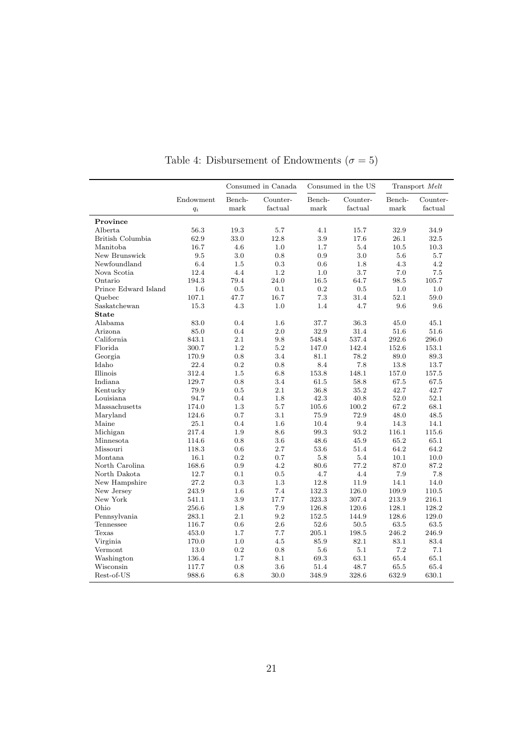Table 4: Disbursement of Endowments ($\sigma = 5$)

| | Endowment $q_i$ | Consumed in Canada | | Consumed in the US | | Transport *Melt* | |
|---|---|---|---|---|---|---|---|
| | | Bench-mark | Counter-factual | Bench-mark | Counter-factual | Bench-mark | Counter-factual |
| **Province** | | | | | | | |
| Alberta | 56.3 | 19.3 | 5.7 | 4.1 | 15.7 | 32.9 | 34.9 |
| British Columbia | 62.9 | 33.0 | 12.8 | 3.9 | 17.6 | 26.1 | 32.5 |
| Manitoba | 16.7 | 4.6 | 1.0 | 1.7 | 5.4 | 10.5 | 10.3 |
| New Brunswick | 9.5 | 3.0 | 0.8 | 0.9 | 3.0 | 5.6 | 5.7 |
| Newfoundland | 6.4 | 1.5 | 0.3 | 0.6 | 1.8 | 4.3 | 4.2 |
| Nova Scotia | 12.4 | 4.4 | 1.2 | 1.0 | 3.7 | 7.0 | 7.5 |
| Ontario | 194.3 | 79.4 | 24.0 | 16.5 | 64.7 | 98.5 | 105.7 |
| Prince Edward Island | 1.6 | 0.5 | 0.1 | 0.2 | 0.5 | 1.0 | 1.0 |
| Quebec | 107.1 | 47.7 | 16.7 | 7.3 | 31.4 | 52.1 | 59.0 |
| Saskatchewan | 15.3 | 4.3 | 1.0 | 1.4 | 4.7 | 9.6 | 9.6 |
| **State** | | | | | | | |
| Alabama | 83.0 | 0.4 | 1.6 | 37.7 | 36.3 | 45.0 | 45.1 |
| Arizona | 85.0 | 0.4 | 2.0 | 32.9 | 31.4 | 51.6 | 51.6 |
| California | 843.1 | 2.1 | 9.8 | 548.4 | 537.4 | 292.6 | 296.0 |
| Florida | 300.7 | 1.2 | 5.2 | 147.0 | 142.4 | 152.6 | 153.1 |
| Georgia | 170.9 | 0.8 | 3.4 | 81.1 | 78.2 | 89.0 | 89.3 |
| Idaho | 22.4 | 0.2 | 0.8 | 8.4 | 7.8 | 13.8 | 13.7 |
| Illinois | 312.4 | 1.5 | 6.8 | 153.8 | 148.1 | 157.0 | 157.5 |
| Indiana | 129.7 | 0.8 | 3.4 | 61.5 | 58.8 | 67.5 | 67.5 |
| Kentucky | 79.9 | 0.5 | 2.1 | 36.8 | 35.2 | 42.7 | 42.7 |
| Louisiana | 94.7 | 0.4 | 1.8 | 42.3 | 40.8 | 52.0 | 52.1 |
| Massachusetts | 174.0 | 1.3 | 5.7 | 105.6 | 100.2 | 67.2 | 68.1 |
| Maryland | 124.6 | 0.7 | 3.1 | 75.9 | 72.9 | 48.0 | 48.5 |
| Maine | 25.1 | 0.4 | 1.6 | 10.4 | 9.4 | 14.3 | 14.1 |
| Michigan | 217.4 | 1.9 | 8.6 | 99.3 | 93.2 | 116.1 | 115.6 |
| Minnesota | 114.6 | 0.8 | 3.6 | 48.6 | 45.9 | 65.2 | 65.1 |
| Missouri | 118.3 | 0.6 | 2.7 | 53.6 | 51.4 | 64.2 | 64.2 |
| Montana | 16.1 | 0.2 | 0.7 | 5.8 | 5.4 | 10.1 | 10.0 |
| North Carolina | 168.6 | 0.9 | 4.2 | 80.6 | 77.2 | 87.0 | 87.2 |
| North Dakota | 12.7 | 0.1 | 0.5 | 4.7 | 4.4 | 7.9 | 7.8 |
| New Hampshire | 27.2 | 0.3 | 1.3 | 12.8 | 11.9 | 14.1 | 14.0 |
| New Jersey | 243.9 | 1.6 | 7.4 | 132.3 | 126.0 | 109.9 | 110.5 |
| New York | 541.1 | 3.9 | 17.7 | 323.3 | 307.4 | 213.9 | 216.1 |
| Ohio | 256.6 | 1.8 | 7.9 | 126.8 | 120.6 | 128.1 | 128.2 |
| Pennsylvania | 283.1 | 2.1 | 9.2 | 152.5 | 144.9 | 128.6 | 129.0 |
| Tennessee | 116.7 | 0.6 | 2.6 | 52.6 | 50.5 | 63.5 | 63.5 |
| Texas | 453.0 | 1.7 | 7.7 | 205.1 | 198.5 | 246.2 | 246.9 |
| Virginia | 170.0 | 1.0 | 4.5 | 85.9 | 82.1 | 83.1 | 83.4 |
| Vermont | 13.0 | 0.2 | 0.8 | 5.6 | 5.1 | 7.2 | 7.1 |
| Washington | 136.4 | 1.7 | 8.1 | 69.3 | 63.1 | 65.4 | 65.1 |
| Wisconsin | 117.7 | 0.8 | 3.6 | 51.4 | 48.7 | 65.5 | 65.4 |
| Rest-of-US | 988.6 | 6.8 | 30.0 | 348.9 | 328.6 | 632.9 | 630.1 |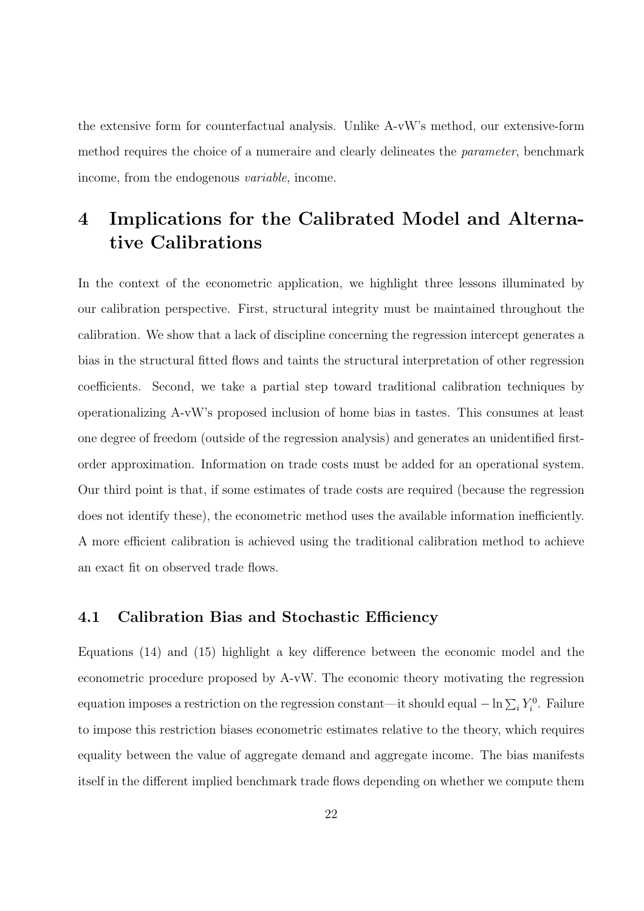the extensive form for counterfactual analysis. Unlike A-vW's method, our extensive-form method requires the choice of a numeraire and clearly delineates the *parameter*, benchmark income, from the endogenous *variable*, income.

# 4 Implications for the Calibrated Model and Alternative Calibrations

In the context of the econometric application, we highlight three lessons illuminated by our calibration perspective. First, structural integrity must be maintained throughout the calibration. We show that a lack of discipline concerning the regression intercept generates a bias in the structural fitted flows and taints the structural interpretation of other regression coefficients. Second, we take a partial step toward traditional calibration techniques by operationalizing A-vW's proposed inclusion of home bias in tastes. This consumes at least one degree of freedom (outside of the regression analysis) and generates an unidentified first-order approximation. Information on trade costs must be added for an operational system. Our third point is that, if some estimates of trade costs are required (because the regression does not identify these), the econometric method uses the available information inefficiently. A more efficient calibration is achieved using the traditional calibration method to achieve an exact fit on observed trade flows.

## 4.1 Calibration Bias and Stochastic Efficiency

Equations (14) and (15) highlight a key difference between the economic model and the econometric procedure proposed by A-vW. The economic theory motivating the regression equation imposes a restriction on the regression constant—it should equal $-\ln \sum_i Y_i^0$. Failure to impose this restriction biases econometric estimates relative to the theory, which requires equality between the value of aggregate demand and aggregate income. The bias manifests itself in the different implied benchmark trade flows depending on whether we compute them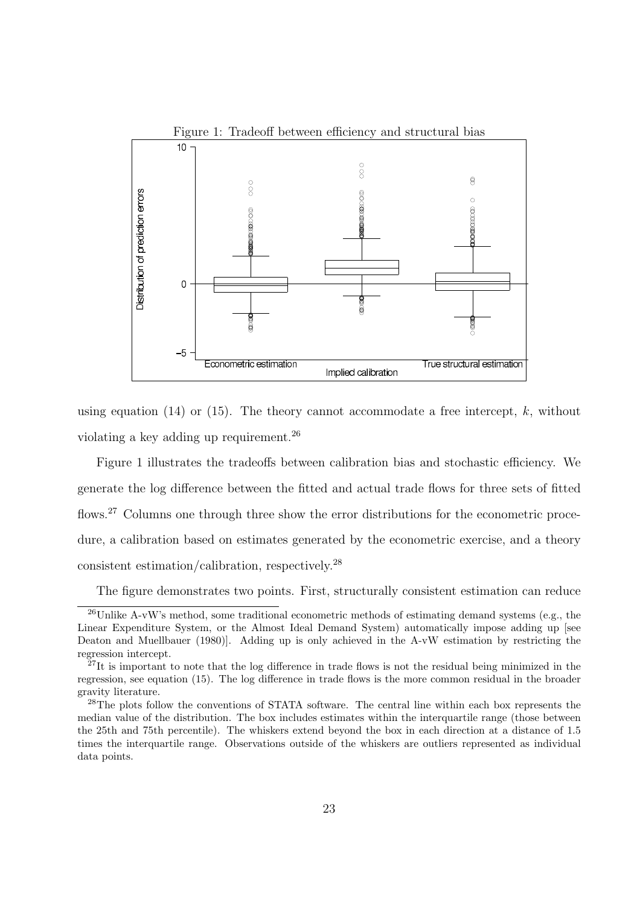Figure 1: Tradeoff between efficiency and structural bias

using equation (14) or (15). The theory cannot accommodate a free intercept, $k$, without violating a key adding up requirement.[26]

Figure 1 illustrates the tradeoffs between calibration bias and stochastic efficiency. We generate the log difference between the fitted and actual trade flows for three sets of fitted flows.[27] Columns one through three show the error distributions for the econometric procedure, a calibration based on estimates generated by the econometric exercise, and a theory consistent estimation/calibration, respectively.[28]

The figure demonstrates two points. First, structurally consistent estimation can reduce

---

[26] Unlike A-vW's method, some traditional econometric methods of estimating demand systems (e.g., the Linear Expenditure System, or the Almost Ideal Demand System) automatically impose adding up [see Deaton and Muellbauer (1980)]. Adding up is only achieved in the A-vW estimation by restricting the regression intercept.

[27] It is important to note that the log difference in trade flows is not the residual being minimized in the regression, see equation (15). The log difference in trade flows is the more common residual in the broader gravity literature.

[28] The plots follow the conventions of STATA software. The central line within each box represents the median value of the distribution. The box includes estimates within the interquartile range (those between the 25th and 75th percentile). The whiskers extend beyond the box in each direction at a distance of 1.5 times the interquartile range. Observations outside of the whiskers are outliers represented as individual data points.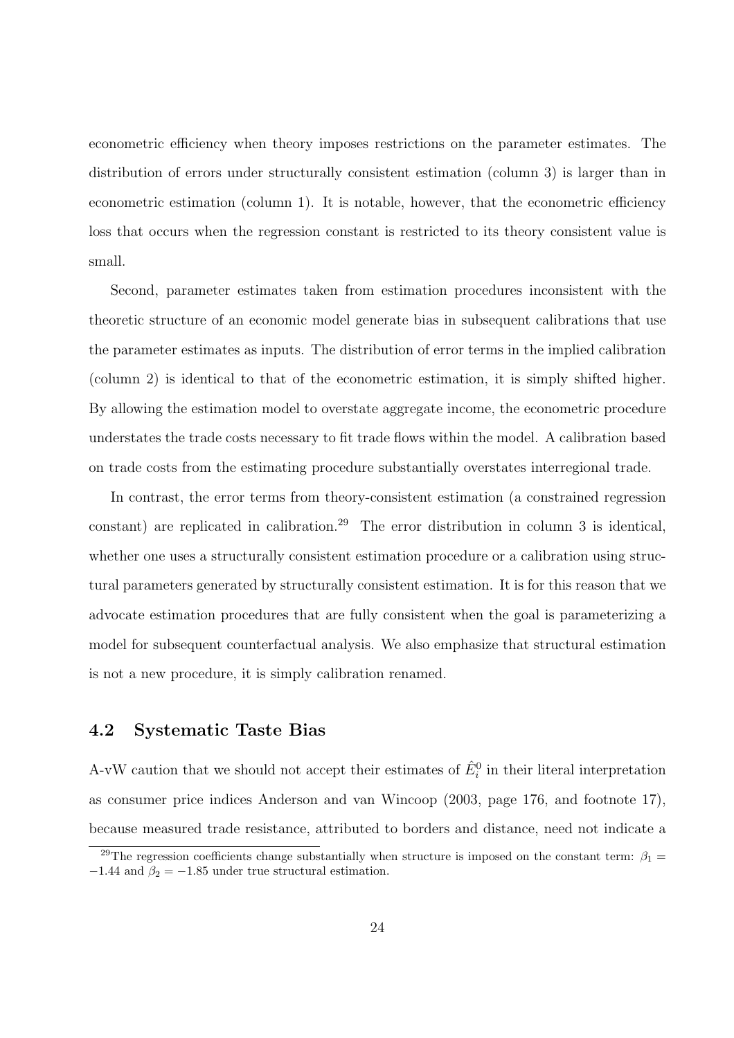econometric efficiency when theory imposes restrictions on the parameter estimates. The distribution of errors under structurally consistent estimation (column 3) is larger than in econometric estimation (column 1). It is notable, however, that the econometric efficiency loss that occurs when the regression constant is restricted to its theory consistent value is small.

Second, parameter estimates taken from estimation procedures inconsistent with the theoretic structure of an economic model generate bias in subsequent calibrations that use the parameter estimates as inputs. The distribution of error terms in the implied calibration (column 2) is identical to that of the econometric estimation, it is simply shifted higher. By allowing the estimation model to overstate aggregate income, the econometric procedure understates the trade costs necessary to fit trade flows within the model. A calibration based on trade costs from the estimating procedure substantially overstates interregional trade.

In contrast, the error terms from theory-consistent estimation (a constrained regression constant) are replicated in calibration.[29] The error distribution in column 3 is identical, whether one uses a structurally consistent estimation procedure or a calibration using structural parameters generated by structurally consistent estimation. It is for this reason that we advocate estimation procedures that are fully consistent when the goal is parameterizing a model for subsequent counterfactual analysis. We also emphasize that structural estimation is not a new procedure, it is simply calibration renamed.

## 4.2 Systematic Taste Bias

A-vW caution that we should not accept their estimates of $\hat{E}_i^0$ in their literal interpretation as consumer price indices Anderson and van Wincoop (2003, page 176, and footnote 17), because measured trade resistance, attributed to borders and distance, need not indicate a

[29] The regression coefficients change substantially when structure is imposed on the constant term: $\beta_1 = -1.44$ and $\beta_2 = -1.85$ under true structural estimation.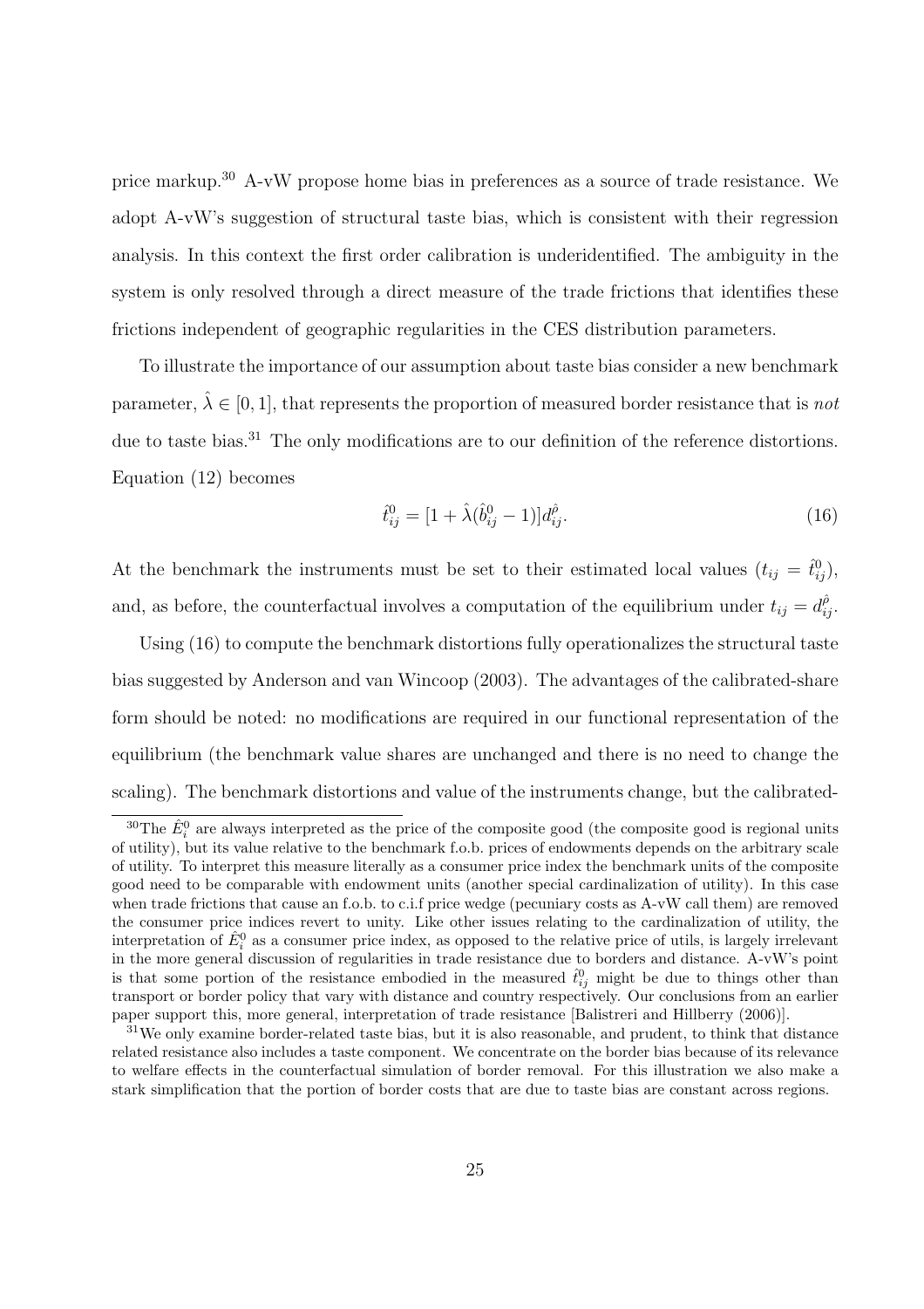price markup.[30] A-vW propose home bias in preferences as a source of trade resistance. We adopt A-vW's suggestion of structural taste bias, which is consistent with their regression analysis. In this context the first order calibration is underidentified. The ambiguity in the system is only resolved through a direct measure of the trade frictions that identifies these frictions independent of geographic regularities in the CES distribution parameters.

To illustrate the importance of our assumption about taste bias consider a new benchmark parameter, $\hat{\lambda} \in [0, 1]$, that represents the proportion of measured border resistance that is *not* due to taste bias.[31] The only modifications are to our definition of the reference distortions. Equation (12) becomes

$$\hat{t}^0_{ij} = [1 + \hat{\lambda}(\hat{b}^0_{ij} - 1)]d^{\hat{\rho}}_{ij}. \tag{16}$$

At the benchmark the instruments must be set to their estimated local values ($t_{ij} = \hat{t}^0_{ij}$), and, as before, the counterfactual involves a computation of the equilibrium under $t_{ij} = d^{\hat{\rho}}_{ij}$.

Using (16) to compute the benchmark distortions fully operationalizes the structural taste bias suggested by Anderson and van Wincoop (2003). The advantages of the calibrated-share form should be noted: no modifications are required in our functional representation of the equilibrium (the benchmark value shares are unchanged and there is no need to change the scaling). The benchmark distortions and value of the instruments change, but the calibrated-

[30]The $\hat{E}^0_i$ are always interpreted as the price of the composite good (the composite good is regional units of utility), but its value relative to the benchmark f.o.b. prices of endowments depends on the arbitrary scale of utility. To interpret this measure literally as a consumer price index the benchmark units of the composite good need to be comparable with endowment units (another special cardinalization of utility). In this case when trade frictions that cause an f.o.b. to c.i.f price wedge (pecuniary costs as A-vW call them) are removed the consumer price indices revert to unity. Like other issues relating to the cardinalization of utility, the interpretation of $\hat{E}^0_i$ as a consumer price index, as opposed to the relative price of utils, is largely irrelevant in the more general discussion of regularities in trade resistance due to borders and distance. A-vW's point is that some portion of the resistance embodied in the measured $\hat{t}^0_{ij}$ might be due to things other than transport or border policy that vary with distance and country respectively. Our conclusions from an earlier paper support this, more general, interpretation of trade resistance [Balistreri and Hillberry (2006)].

[31]We only examine border-related taste bias, but it is also reasonable, and prudent, to think that distance related resistance also includes a taste component. We concentrate on the border bias because of its relevance to welfare effects in the counterfactual simulation of border removal. For this illustration we also make a stark simplification that the portion of border costs that are due to taste bias are constant across regions.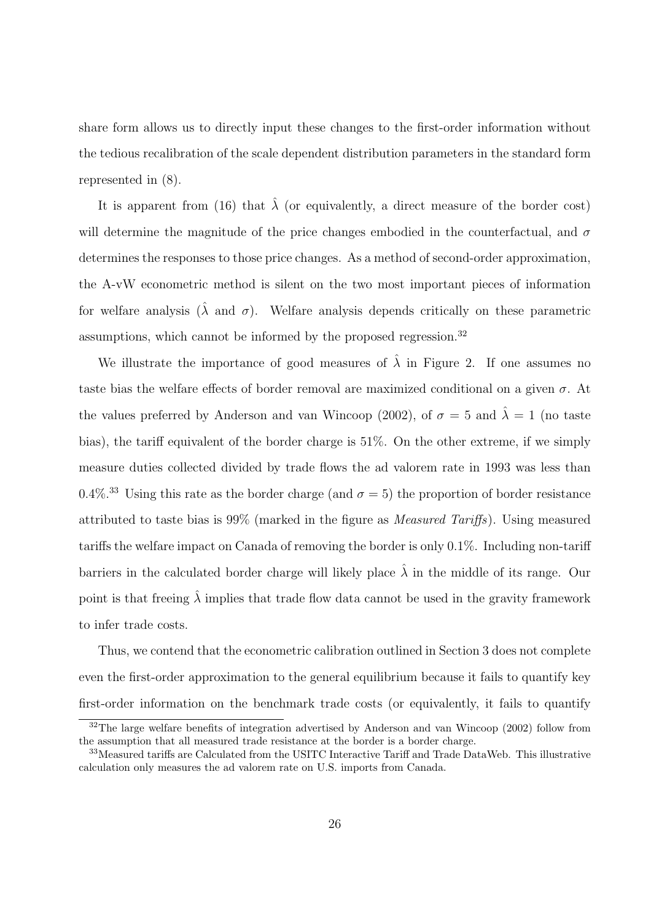share form allows us to directly input these changes to the first-order information without the tedious recalibration of the scale dependent distribution parameters in the standard form represented in (8).

It is apparent from (16) that $\hat{\lambda}$ (or equivalently, a direct measure of the border cost) will determine the magnitude of the price changes embodied in the counterfactual, and $\sigma$ determines the responses to those price changes. As a method of second-order approximation, the A-vW econometric method is silent on the two most important pieces of information for welfare analysis ($\hat{\lambda}$ and $\sigma$). Welfare analysis depends critically on these parametric assumptions, which cannot be informed by the proposed regression.[32]

We illustrate the importance of good measures of $\hat{\lambda}$ in Figure 2. If one assumes no taste bias the welfare effects of border removal are maximized conditional on a given $\sigma$. At the values preferred by Anderson and van Wincoop (2002), of $\sigma = 5$ and $\hat{\lambda} = 1$ (no taste bias), the tariff equivalent of the border charge is 51%. On the other extreme, if we simply measure duties collected divided by trade flows the ad valorem rate in 1993 was less than 0.4%.[33] Using this rate as the border charge (and $\sigma = 5$) the proportion of border resistance attributed to taste bias is 99% (marked in the figure as *Measured Tariffs*). Using measured tariffs the welfare impact on Canada of removing the border is only 0.1%. Including non-tariff barriers in the calculated border charge will likely place $\hat{\lambda}$ in the middle of its range. Our point is that freeing $\hat{\lambda}$ implies that trade flow data cannot be used in the gravity framework to infer trade costs.

Thus, we contend that the econometric calibration outlined in Section 3 does not complete even the first-order approximation to the general equilibrium because it fails to quantify key first-order information on the benchmark trade costs (or equivalently, it fails to quantify

[32]The large welfare benefits of integration advertised by Anderson and van Wincoop (2002) follow from the assumption that all measured trade resistance at the border is a border charge.

[33]Measured tariffs are Calculated from the USITC Interactive Tariff and Trade DataWeb. This illustrative calculation only measures the ad valorem rate on U.S. imports from Canada.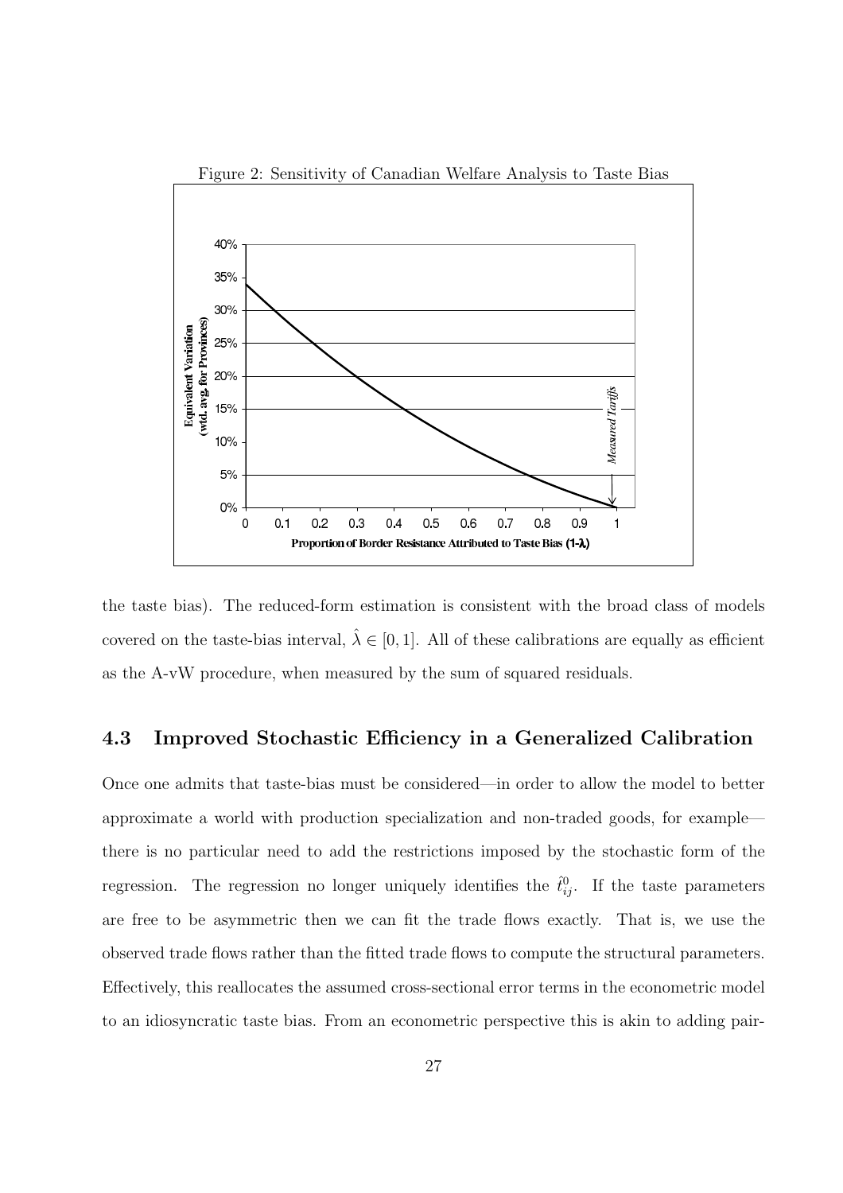Figure 2: Sensitivity of Canadian Welfare Analysis to Taste Bias

the taste bias). The reduced-form estimation is consistent with the broad class of models covered on the taste-bias interval, $\hat{\lambda} \in [0, 1]$. All of these calibrations are equally as efficient as the A-vW procedure, when measured by the sum of squared residuals.

### 4.3 Improved Stochastic Efficiency in a Generalized Calibration

Once one admits that taste-bias must be considered—in order to allow the model to better approximate a world with production specialization and non-traded goods, for example—there is no particular need to add the restrictions imposed by the stochastic form of the regression. The regression no longer uniquely identifies the $\hat{t}^0_{ij}$. If the taste parameters are free to be asymmetric then we can fit the trade flows exactly. That is, we use the observed trade flows rather than the fitted trade flows to compute the structural parameters. Effectively, this reallocates the assumed cross-sectional error terms in the econometric model to an idiosyncratic taste bias. From an econometric perspective this is akin to adding pair-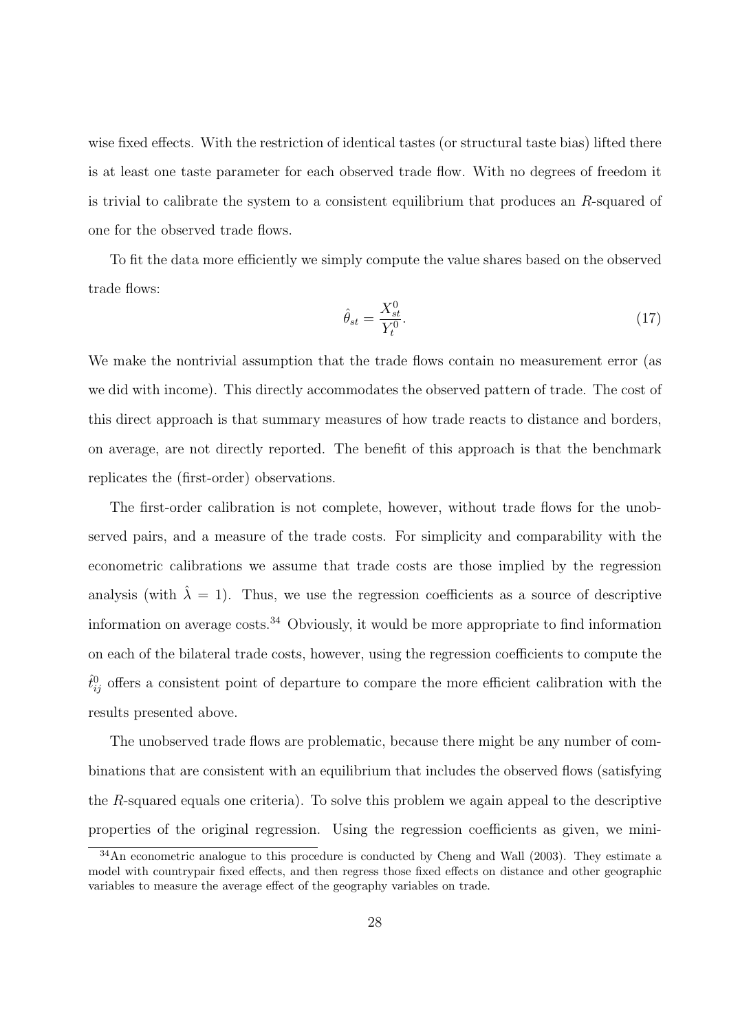wise fixed effects. With the restriction of identical tastes (or structural taste bias) lifted there is at least one taste parameter for each observed trade flow. With no degrees of freedom it is trivial to calibrate the system to a consistent equilibrium that produces an $R$-squared of one for the observed trade flows.

To fit the data more efficiently we simply compute the value shares based on the observed trade flows:

$$\hat{\theta}_{st} = \frac{X_{st}^0}{Y_t^0}. \tag{17}$$

We make the nontrivial assumption that the trade flows contain no measurement error (as we did with income). This directly accommodates the observed pattern of trade. The cost of this direct approach is that summary measures of how trade reacts to distance and borders, on average, are not directly reported. The benefit of this approach is that the benchmark replicates the (first-order) observations.

The first-order calibration is not complete, however, without trade flows for the unobserved pairs, and a measure of the trade costs. For simplicity and comparability with the econometric calibrations we assume that trade costs are those implied by the regression analysis (with $\hat{\lambda} = 1$). Thus, we use the regression coefficients as a source of descriptive information on average costs.[34] Obviously, it would be more appropriate to find information on each of the bilateral trade costs, however, using the regression coefficients to compute the $\hat{t}_{ij}^0$ offers a consistent point of departure to compare the more efficient calibration with the results presented above.

The unobserved trade flows are problematic, because there might be any number of combinations that are consistent with an equilibrium that includes the observed flows (satisfying the $R$-squared equals one criteria). To solve this problem we again appeal to the descriptive properties of the original regression. Using the regression coefficients as given, we mini-

[34] An econometric analogue to this procedure is conducted by Cheng and Wall (2003). They estimate a model with countrypair fixed effects, and then regress those fixed effects on distance and other geographic variables to measure the average effect of the geography variables on trade.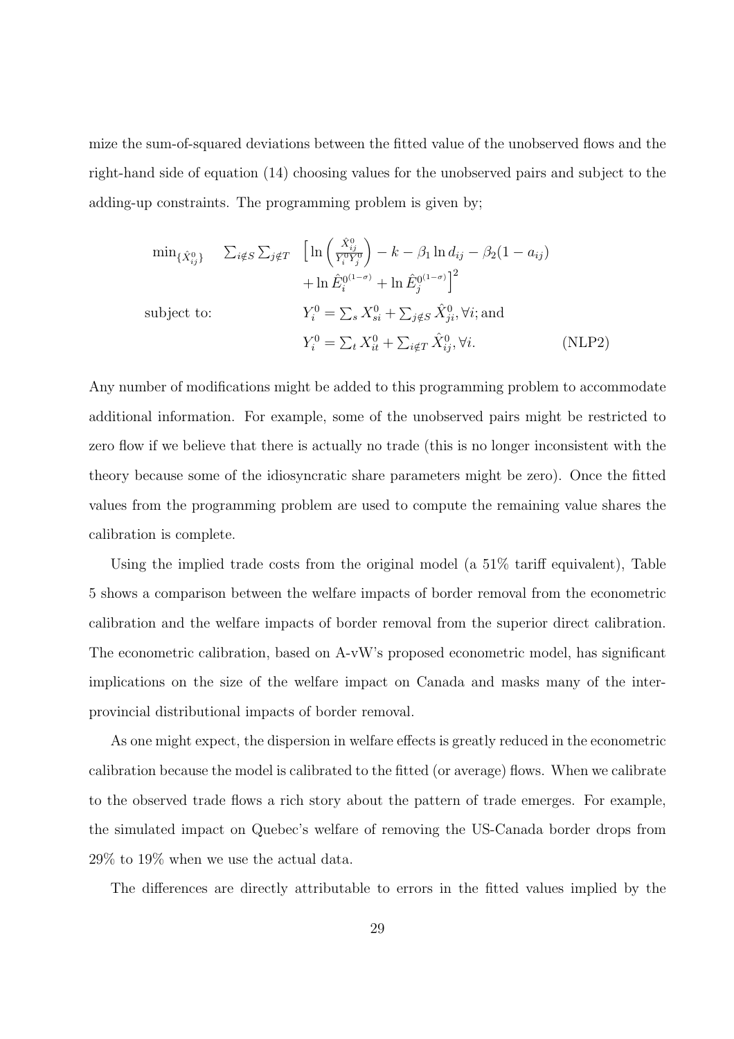mize the sum-of-squared deviations between the fitted value of the unobserved flows and the right-hand side of equation (14) choosing values for the unobserved pairs and subject to the adding-up constraints. The programming problem is given by;

$$
\begin{aligned}
\min_{\{\hat{X}_{ij}^0\}} \quad & \sum_{i \notin S} \sum_{j \notin T} \left[ \ln\left(\frac{\hat{X}_{ij}^0}{Y_i^0 Y_j^0}\right) - k - \beta_1 \ln d_{ij} - \beta_2 (1 - a_{ij}) \right. \\
& \qquad \left. + \ln \hat{E}_i^{0^{(1-\sigma)}} + \ln \hat{E}_j^{0^{(1-\sigma)}} \right]^2 \\
\text{subject to:} \quad & Y_i^0 = \textstyle\sum_s X_{si}^0 + \sum_{j \notin S} \hat{X}_{ji}^0, \forall i; \text{and} \\
& Y_i^0 = \textstyle\sum_t X_{it}^0 + \sum_{i \notin T} \hat{X}_{ij}^0, \forall i. \qquad \text{(NLP2)}
\end{aligned}
$$

Any number of modifications might be added to this programming problem to accommodate additional information. For example, some of the unobserved pairs might be restricted to zero flow if we believe that there is actually no trade (this is no longer inconsistent with the theory because some of the idiosyncratic share parameters might be zero). Once the fitted values from the programming problem are used to compute the remaining value shares the calibration is complete.

Using the implied trade costs from the original model (a 51% tariff equivalent), Table 5 shows a comparison between the welfare impacts of border removal from the econometric calibration and the welfare impacts of border removal from the superior direct calibration. The econometric calibration, based on A-vW's proposed econometric model, has significant implications on the size of the welfare impact on Canada and masks many of the inter-provincial distributional impacts of border removal.

As one might expect, the dispersion in welfare effects is greatly reduced in the econometric calibration because the model is calibrated to the fitted (or average) flows. When we calibrate to the observed trade flows a rich story about the pattern of trade emerges. For example, the simulated impact on Quebec's welfare of removing the US-Canada border drops from 29% to 19% when we use the actual data.

The differences are directly attributable to errors in the fitted values implied by the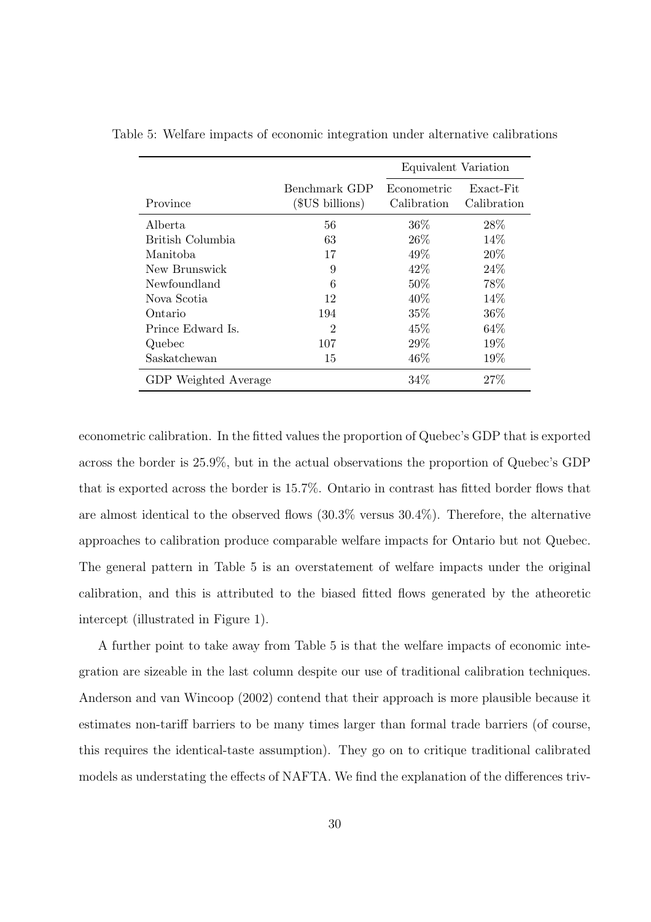Table 5: Welfare impacts of economic integration under alternative calibrations

| Province | Benchmark GDP (\$US billions) | Equivalent Variation | |
|---|---|---|---|
| | | Econometric Calibration | Exact-Fit Calibration |
| Alberta | 56 | 36% | 28% |
| British Columbia | 63 | 26% | 14% |
| Manitoba | 17 | 49% | 20% |
| New Brunswick | 9 | 42% | 24% |
| Newfoundland | 6 | 50% | 78% |
| Nova Scotia | 12 | 40% | 14% |
| Ontario | 194 | 35% | 36% |
| Prince Edward Is. | 2 | 45% | 64% |
| Quebec | 107 | 29% | 19% |
| Saskatchewan | 15 | 46% | 19% |
| GDP Weighted Average | | 34% | 27% |

econometric calibration. In the fitted values the proportion of Quebec's GDP that is exported across the border is 25.9%, but in the actual observations the proportion of Quebec's GDP that is exported across the border is 15.7%. Ontario in contrast has fitted border flows that are almost identical to the observed flows (30.3% versus 30.4%). Therefore, the alternative approaches to calibration produce comparable welfare impacts for Ontario but not Quebec. The general pattern in Table 5 is an overstatement of welfare impacts under the original calibration, and this is attributed to the biased fitted flows generated by the atheoretic intercept (illustrated in Figure 1).

A further point to take away from Table 5 is that the welfare impacts of economic integration are sizeable in the last column despite our use of traditional calibration techniques. Anderson and van Wincoop (2002) contend that their approach is more plausible because it estimates non-tariff barriers to be many times larger than formal trade barriers (of course, this requires the identical-taste assumption). They go on to critique traditional calibrated models as understating the effects of NAFTA. We find the explanation of the differences triv-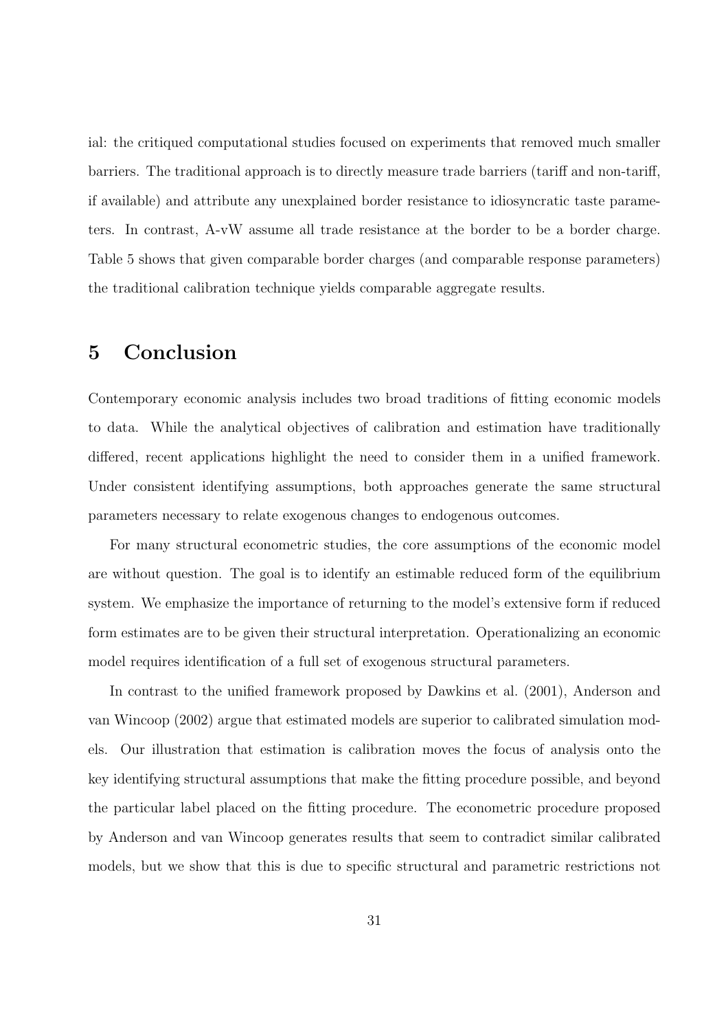ial: the critiqued computational studies focused on experiments that removed much smaller barriers. The traditional approach is to directly measure trade barriers (tariff and non-tariff, if available) and attribute any unexplained border resistance to idiosyncratic taste parameters. In contrast, A-vW assume all trade resistance at the border to be a border charge. Table 5 shows that given comparable border charges (and comparable response parameters) the traditional calibration technique yields comparable aggregate results.

# 5 Conclusion

Contemporary economic analysis includes two broad traditions of fitting economic models to data. While the analytical objectives of calibration and estimation have traditionally differed, recent applications highlight the need to consider them in a unified framework. Under consistent identifying assumptions, both approaches generate the same structural parameters necessary to relate exogenous changes to endogenous outcomes.

For many structural econometric studies, the core assumptions of the economic model are without question. The goal is to identify an estimable reduced form of the equilibrium system. We emphasize the importance of returning to the model's extensive form if reduced form estimates are to be given their structural interpretation. Operationalizing an economic model requires identification of a full set of exogenous structural parameters.

In contrast to the unified framework proposed by Dawkins et al. (2001), Anderson and van Wincoop (2002) argue that estimated models are superior to calibrated simulation models. Our illustration that estimation is calibration moves the focus of analysis onto the key identifying structural assumptions that make the fitting procedure possible, and beyond the particular label placed on the fitting procedure. The econometric procedure proposed by Anderson and van Wincoop generates results that seem to contradict similar calibrated models, but we show that this is due to specific structural and parametric restrictions not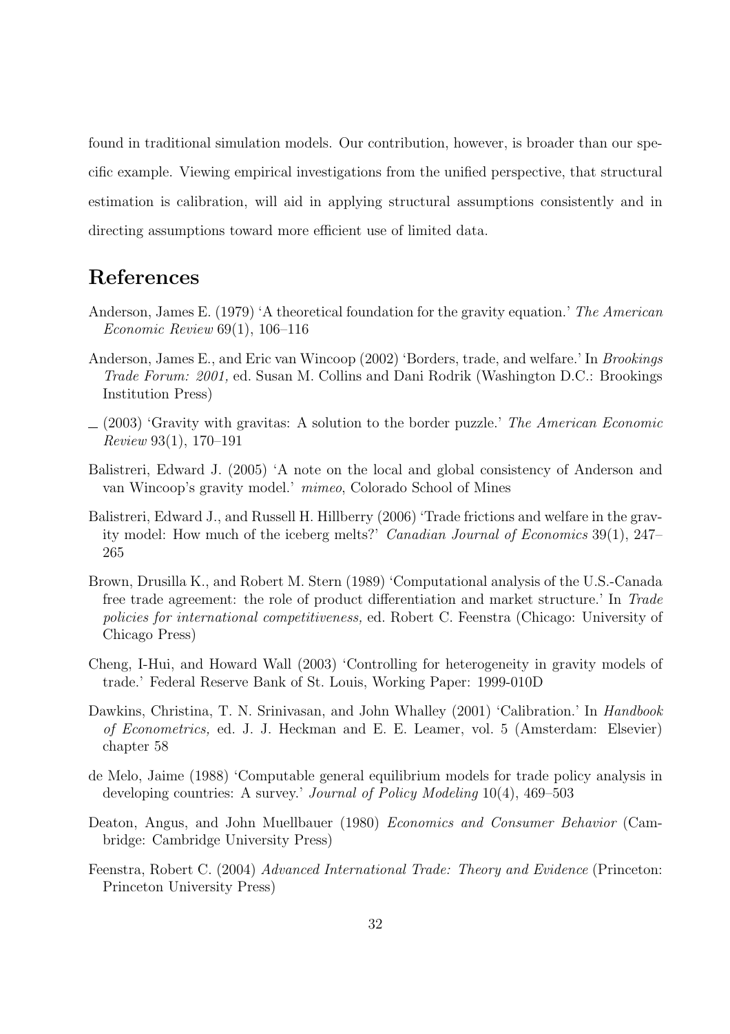found in traditional simulation models. Our contribution, however, is broader than our specific example. Viewing empirical investigations from the unified perspective, that structural estimation is calibration, will aid in applying structural assumptions consistently and in directing assumptions toward more efficient use of limited data.

## References

Anderson, James E. (1979) 'A theoretical foundation for the gravity equation.' *The American Economic Review* 69(1), 106–116

Anderson, James E., and Eric van Wincoop (2002) 'Borders, trade, and welfare.' In *Brookings Trade Forum: 2001,* ed. Susan M. Collins and Dani Rodrik (Washington D.C.: Brookings Institution Press)

— (2003) 'Gravity with gravitas: A solution to the border puzzle.' *The American Economic Review* 93(1), 170–191

Balistreri, Edward J. (2005) 'A note on the local and global consistency of Anderson and van Wincoop's gravity model.' *mimeo*, Colorado School of Mines

Balistreri, Edward J., and Russell H. Hillberry (2006) 'Trade frictions and welfare in the gravity model: How much of the iceberg melts?' *Canadian Journal of Economics* 39(1), 247–265

Brown, Drusilla K., and Robert M. Stern (1989) 'Computational analysis of the U.S.-Canada free trade agreement: the role of product differentiation and market structure.' In *Trade policies for international competitiveness,* ed. Robert C. Feenstra (Chicago: University of Chicago Press)

Cheng, I-Hui, and Howard Wall (2003) 'Controlling for heterogeneity in gravity models of trade.' Federal Reserve Bank of St. Louis, Working Paper: 1999-010D

Dawkins, Christina, T. N. Srinivasan, and John Whalley (2001) 'Calibration.' In *Handbook of Econometrics,* ed. J. J. Heckman and E. E. Leamer, vol. 5 (Amsterdam: Elsevier) chapter 58

de Melo, Jaime (1988) 'Computable general equilibrium models for trade policy analysis in developing countries: A survey.' *Journal of Policy Modeling* 10(4), 469–503

Deaton, Angus, and John Muellbauer (1980) *Economics and Consumer Behavior* (Cambridge: Cambridge University Press)

Feenstra, Robert C. (2004) *Advanced International Trade: Theory and Evidence* (Princeton: Princeton University Press)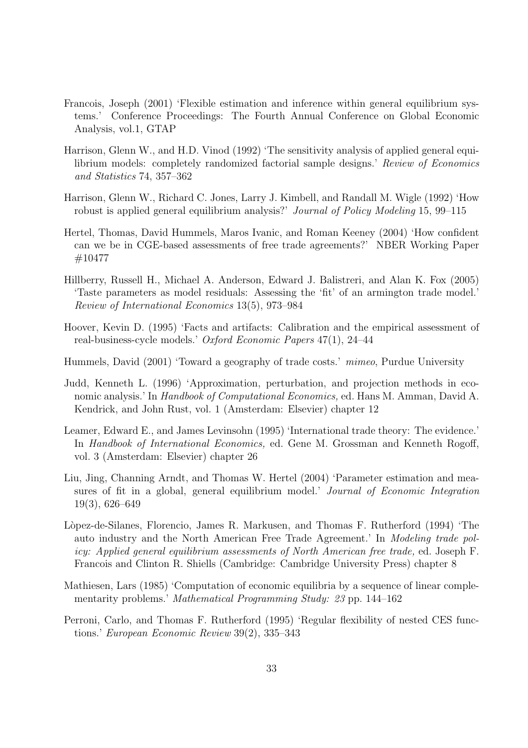Francois, Joseph (2001) 'Flexible estimation and inference within general equilibrium systems.' Conference Proceedings: The Fourth Annual Conference on Global Economic Analysis, vol.1, GTAP

Harrison, Glenn W., and H.D. Vinod (1992) 'The sensitivity analysis of applied general equilibrium models: completely randomized factorial sample designs.' *Review of Economics and Statistics* 74, 357–362

Harrison, Glenn W., Richard C. Jones, Larry J. Kimbell, and Randall M. Wigle (1992) 'How robust is applied general equilibrium analysis?' *Journal of Policy Modeling* 15, 99–115

Hertel, Thomas, David Hummels, Maros Ivanic, and Roman Keeney (2004) 'How confident can we be in CGE-based assessments of free trade agreements?' NBER Working Paper #10477

Hillberry, Russell H., Michael A. Anderson, Edward J. Balistreri, and Alan K. Fox (2005) 'Taste parameters as model residuals: Assessing the 'fit' of an armington trade model.' *Review of International Economics* 13(5), 973–984

Hoover, Kevin D. (1995) 'Facts and artifacts: Calibration and the empirical assessment of real-business-cycle models.' *Oxford Economic Papers* 47(1), 24–44

Hummels, David (2001) 'Toward a geography of trade costs.' *mimeo*, Purdue University

Judd, Kenneth L. (1996) 'Approximation, perturbation, and projection methods in economic analysis.' In *Handbook of Computational Economics,* ed. Hans M. Amman, David A. Kendrick, and John Rust, vol. 1 (Amsterdam: Elsevier) chapter 12

Leamer, Edward E., and James Levinsohn (1995) 'International trade theory: The evidence.' In *Handbook of International Economics,* ed. Gene M. Grossman and Kenneth Rogoff, vol. 3 (Amsterdam: Elsevier) chapter 26

Liu, Jing, Channing Arndt, and Thomas W. Hertel (2004) 'Parameter estimation and measures of fit in a global, general equilibrium model.' *Journal of Economic Integration* 19(3), 626–649

Lòpez-de-Silanes, Florencio, James R. Markusen, and Thomas F. Rutherford (1994) 'The auto industry and the North American Free Trade Agreement.' In *Modeling trade policy: Applied general equilibrium assessments of North American free trade,* ed. Joseph F. Francois and Clinton R. Shiells (Cambridge: Cambridge University Press) chapter 8

Mathiesen, Lars (1985) 'Computation of economic equilibria by a sequence of linear complementarity problems.' *Mathematical Programming Study: 23* pp. 144–162

Perroni, Carlo, and Thomas F. Rutherford (1995) 'Regular flexibility of nested CES functions.' *European Economic Review* 39(2), 335–343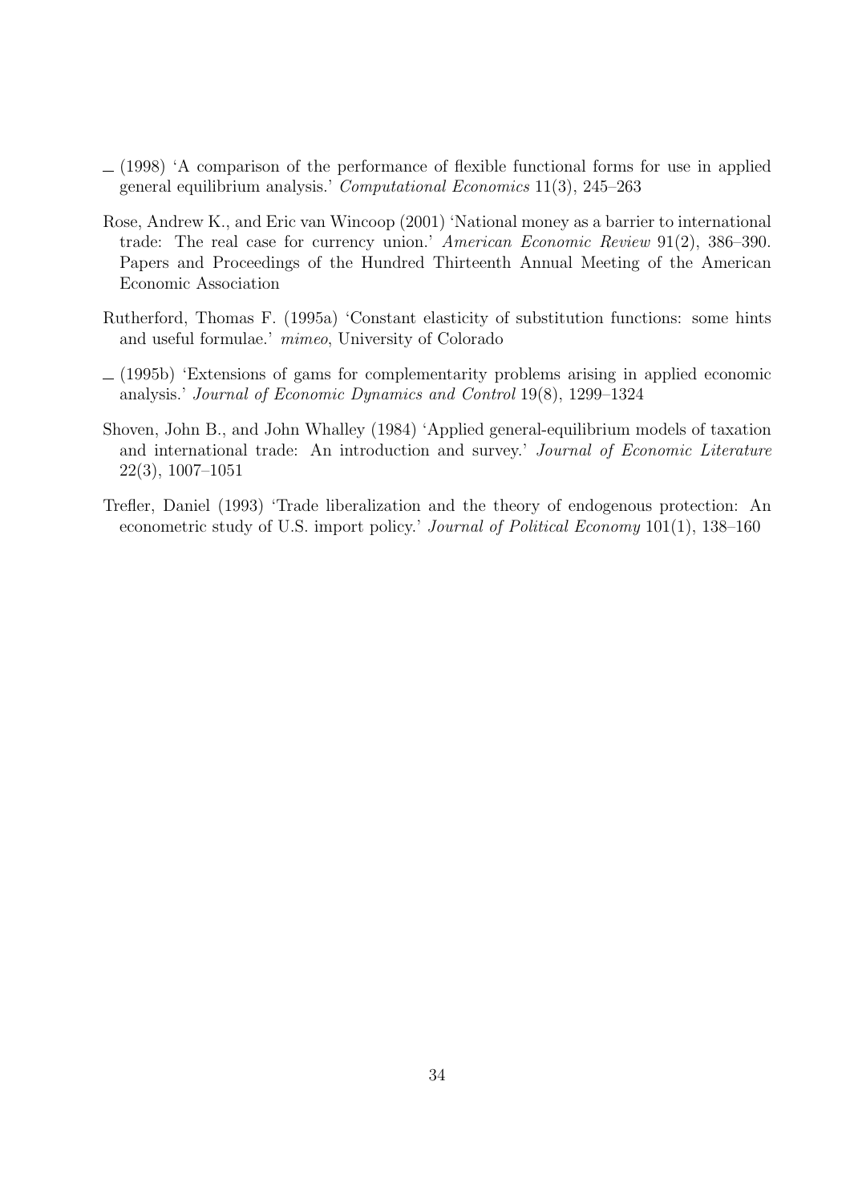— (1998) 'A comparison of the performance of flexible functional forms for use in applied general equilibrium analysis.' *Computational Economics* 11(3), 245–263

Rose, Andrew K., and Eric van Wincoop (2001) 'National money as a barrier to international trade: The real case for currency union.' *American Economic Review* 91(2), 386–390. Papers and Proceedings of the Hundred Thirteenth Annual Meeting of the American Economic Association

Rutherford, Thomas F. (1995a) 'Constant elasticity of substitution functions: some hints and useful formulae.' *mimeo*, University of Colorado

— (1995b) 'Extensions of gams for complementarity problems arising in applied economic analysis.' *Journal of Economic Dynamics and Control* 19(8), 1299–1324

Shoven, John B., and John Whalley (1984) 'Applied general-equilibrium models of taxation and international trade: An introduction and survey.' *Journal of Economic Literature* 22(3), 1007–1051

Trefler, Daniel (1993) 'Trade liberalization and the theory of endogenous protection: An econometric study of U.S. import policy.' *Journal of Political Economy* 101(1), 138–160